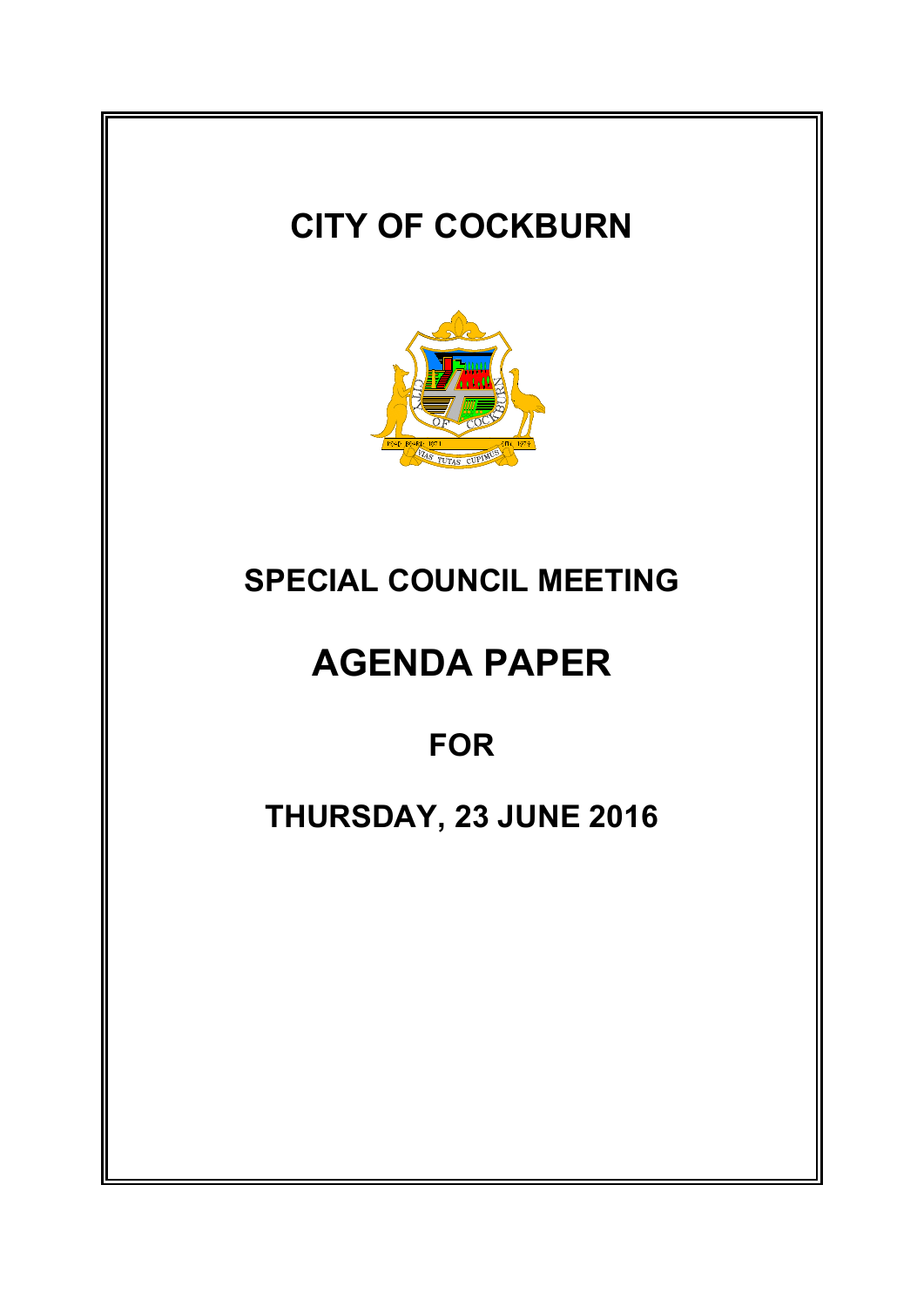# CITY OF COCKBURN

## SPECIAL COUNCIL MEETING

# AGENDA PAPER

## FOR

## THURSDAY, 23 JUNE 2016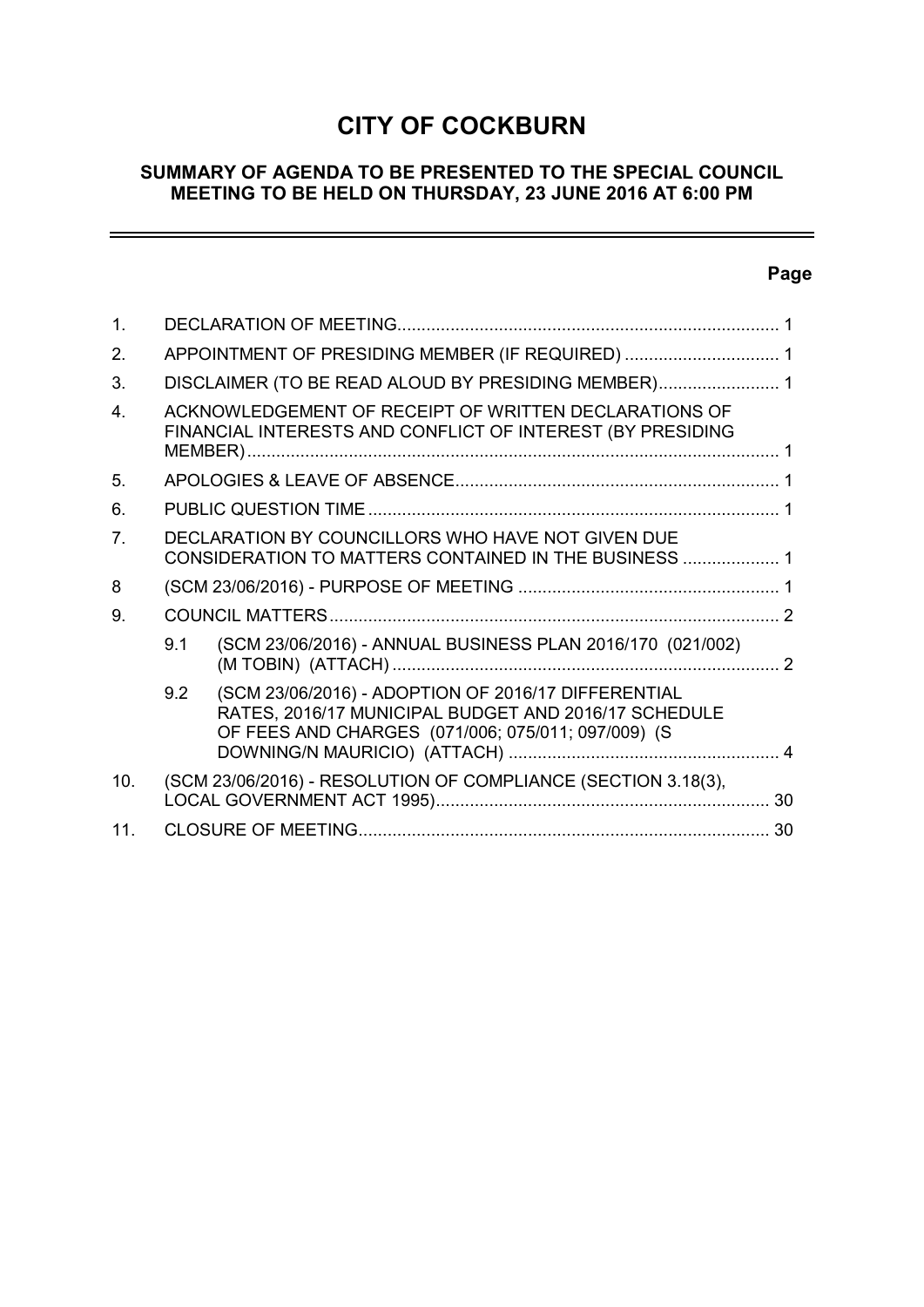# CITY OF COCKBURN

## SUMMARY OF AGENDA TO BE PRESENTED TO THE SPECIAL COUNCIL MEETING TO BE HELD ON THURSDAY, 23 JUNE 2016 AT 6:00 PM

**Page**

| | | | |
|---|---|---|---|
| 1. | DECLARATION OF MEETING | | 1 |
| 2. | APPOINTMENT OF PRESIDING MEMBER (IF REQUIRED) | | 1 |
| 3. | DISCLAIMER (TO BE READ ALOUD BY PRESIDING MEMBER) | | 1 |
| 4. | ACKNOWLEDGEMENT OF RECEIPT OF WRITTEN DECLARATIONS OF FINANCIAL INTERESTS AND CONFLICT OF INTEREST (BY PRESIDING MEMBER) | | 1 |
| 5. | APOLOGIES & LEAVE OF ABSENCE | | 1 |
| 6. | PUBLIC QUESTION TIME | | 1 |
| 7. | DECLARATION BY COUNCILLORS WHO HAVE NOT GIVEN DUE CONSIDERATION TO MATTERS CONTAINED IN THE BUSINESS | | 1 |
| 8 | (SCM 23/06/2016) - PURPOSE OF MEETING | | 1 |
| 9. | COUNCIL MATTERS | | 2 |
| | 9.1 | (SCM 23/06/2016) - ANNUAL BUSINESS PLAN 2016/170 (021/002) (M TOBIN) (ATTACH) | 2 |
| | 9.2 | (SCM 23/06/2016) - ADOPTION OF 2016/17 DIFFERENTIAL RATES, 2016/17 MUNICIPAL BUDGET AND 2016/17 SCHEDULE OF FEES AND CHARGES (071/006; 075/011; 097/009) (S DOWNING/N MAURICIO) (ATTACH) | 4 |
| 10. | (SCM 23/06/2016) - RESOLUTION OF COMPLIANCE (SECTION 3.18(3), LOCAL GOVERNMENT ACT 1995) | | 30 |
| 11. | CLOSURE OF MEETING | | 30 |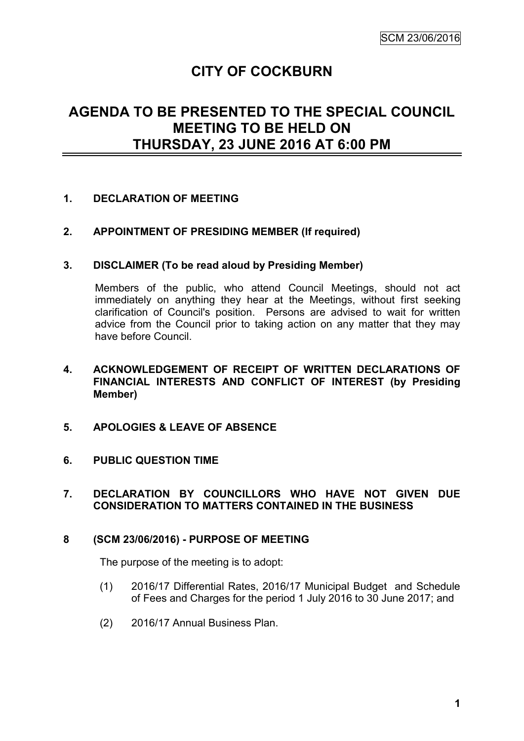# CITY OF COCKBURN

## AGENDA TO BE PRESENTED TO THE SPECIAL COUNCIL MEETING TO BE HELD ON THURSDAY, 23 JUNE 2016 AT 6:00 PM

**1. DECLARATION OF MEETING**

**2. APPOINTMENT OF PRESIDING MEMBER (If required)**

**3. DISCLAIMER (To be read aloud by Presiding Member)**

Members of the public, who attend Council Meetings, should not act immediately on anything they hear at the Meetings, without first seeking clarification of Council's position. Persons are advised to wait for written advice from the Council prior to taking action on any matter that they may have before Council.

**4. ACKNOWLEDGEMENT OF RECEIPT OF WRITTEN DECLARATIONS OF FINANCIAL INTERESTS AND CONFLICT OF INTEREST (by Presiding Member)**

**5. APOLOGIES & LEAVE OF ABSENCE**

**6. PUBLIC QUESTION TIME**

**7. DECLARATION BY COUNCILLORS WHO HAVE NOT GIVEN DUE CONSIDERATION TO MATTERS CONTAINED IN THE BUSINESS**

**8 (SCM 23/06/2016) - PURPOSE OF MEETING**

The purpose of the meeting is to adopt:

(1) 2016/17 Differential Rates, 2016/17 Municipal Budget and Schedule of Fees and Charges for the period 1 July 2016 to 30 June 2017; and

(2) 2016/17 Annual Business Plan.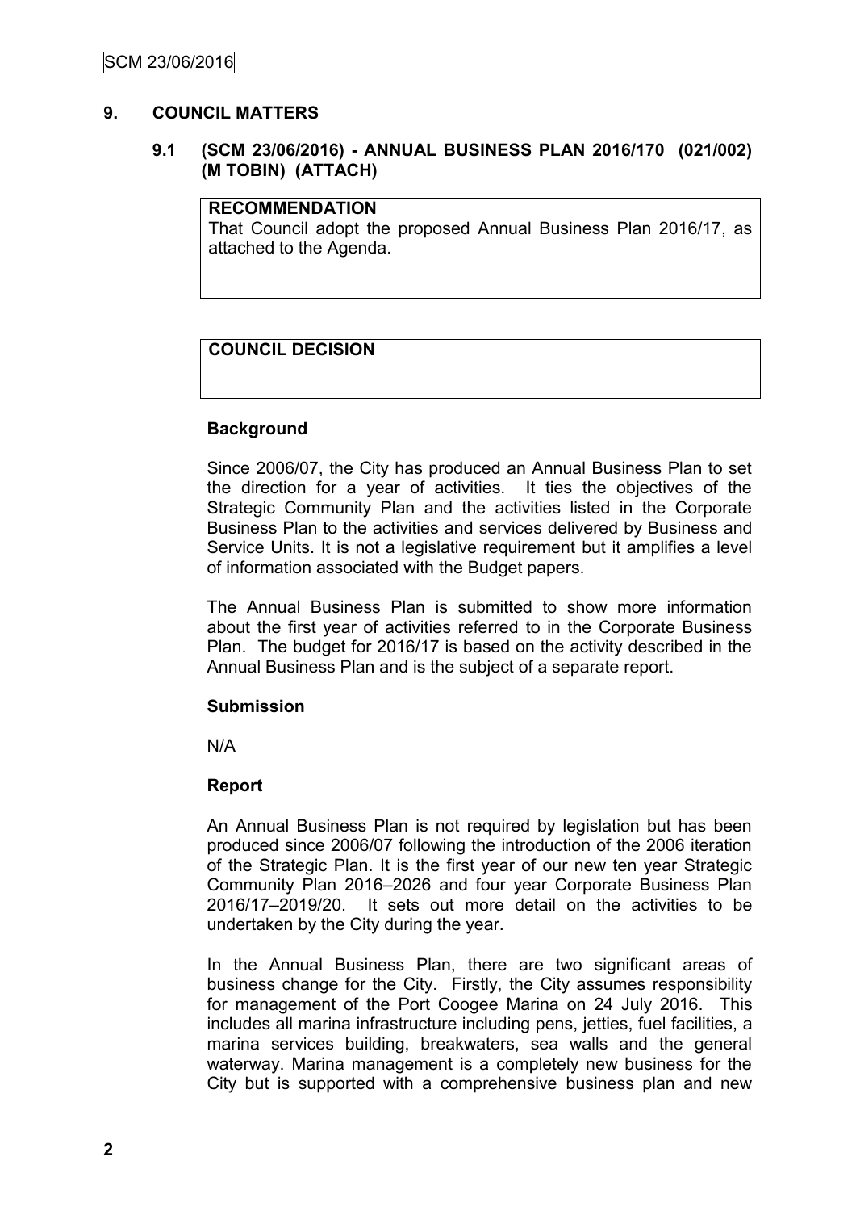## 9. COUNCIL MATTERS

### 9.1 (SCM 23/06/2016) - ANNUAL BUSINESS PLAN 2016/170 (021/002) (M TOBIN) (ATTACH)

**RECOMMENDATION**

That Council adopt the proposed Annual Business Plan 2016/17, as attached to the Agenda.

**COUNCIL DECISION**

**Background**

Since 2006/07, the City has produced an Annual Business Plan to set the direction for a year of activities. It ties the objectives of the Strategic Community Plan and the activities listed in the Corporate Business Plan to the activities and services delivered by Business and Service Units. It is not a legislative requirement but it amplifies a level of information associated with the Budget papers.

The Annual Business Plan is submitted to show more information about the first year of activities referred to in the Corporate Business Plan. The budget for 2016/17 is based on the activity described in the Annual Business Plan and is the subject of a separate report.

**Submission**

N/A

**Report**

An Annual Business Plan is not required by legislation but has been produced since 2006/07 following the introduction of the 2006 iteration of the Strategic Plan. It is the first year of our new ten year Strategic Community Plan 2016–2026 and four year Corporate Business Plan 2016/17–2019/20. It sets out more detail on the activities to be undertaken by the City during the year.

In the Annual Business Plan, there are two significant areas of business change for the City. Firstly, the City assumes responsibility for management of the Port Coogee Marina on 24 July 2016. This includes all marina infrastructure including pens, jetties, fuel facilities, a marina services building, breakwaters, sea walls and the general waterway. Marina management is a completely new business for the City but is supported with a comprehensive business plan and new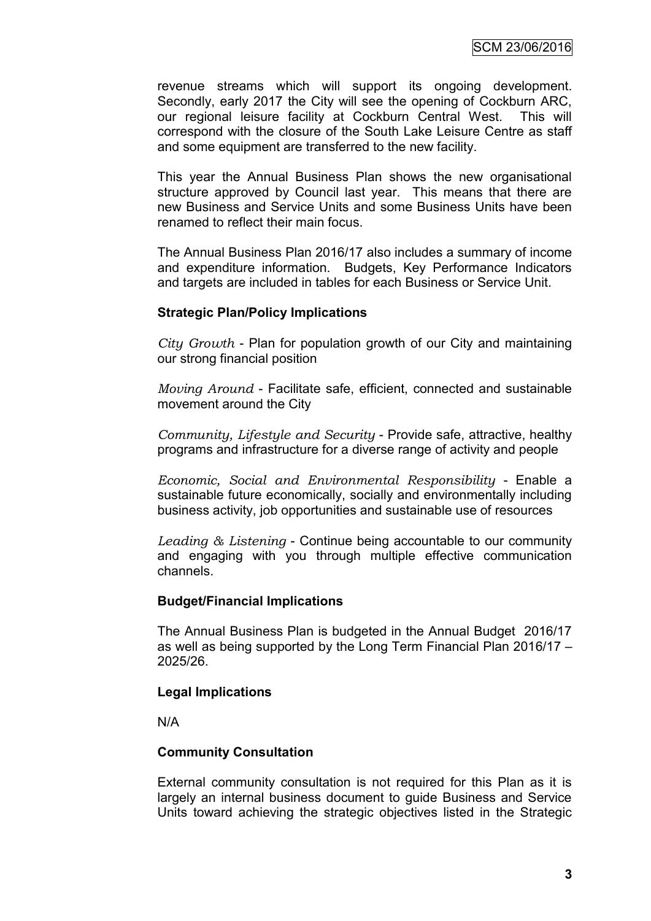revenue streams which will support its ongoing development. Secondly, early 2017 the City will see the opening of Cockburn ARC, our regional leisure facility at Cockburn Central West. This will correspond with the closure of the South Lake Leisure Centre as staff and some equipment are transferred to the new facility.

This year the Annual Business Plan shows the new organisational structure approved by Council last year. This means that there are new Business and Service Units and some Business Units have been renamed to reflect their main focus.

The Annual Business Plan 2016/17 also includes a summary of income and expenditure information. Budgets, Key Performance Indicators and targets are included in tables for each Business or Service Unit.

**Strategic Plan/Policy Implications**

*City Growth* - Plan for population growth of our City and maintaining our strong financial position

*Moving Around* - Facilitate safe, efficient, connected and sustainable movement around the City

*Community, Lifestyle and Security* - Provide safe, attractive, healthy programs and infrastructure for a diverse range of activity and people

*Economic, Social and Environmental Responsibility* - Enable a sustainable future economically, socially and environmentally including business activity, job opportunities and sustainable use of resources

*Leading & Listening* - Continue being accountable to our community and engaging with you through multiple effective communication channels.

**Budget/Financial Implications**

The Annual Business Plan is budgeted in the Annual Budget 2016/17 as well as being supported by the Long Term Financial Plan 2016/17 – 2025/26.

**Legal Implications**

N/A

**Community Consultation**

External community consultation is not required for this Plan as it is largely an internal business document to guide Business and Service Units toward achieving the strategic objectives listed in the Strategic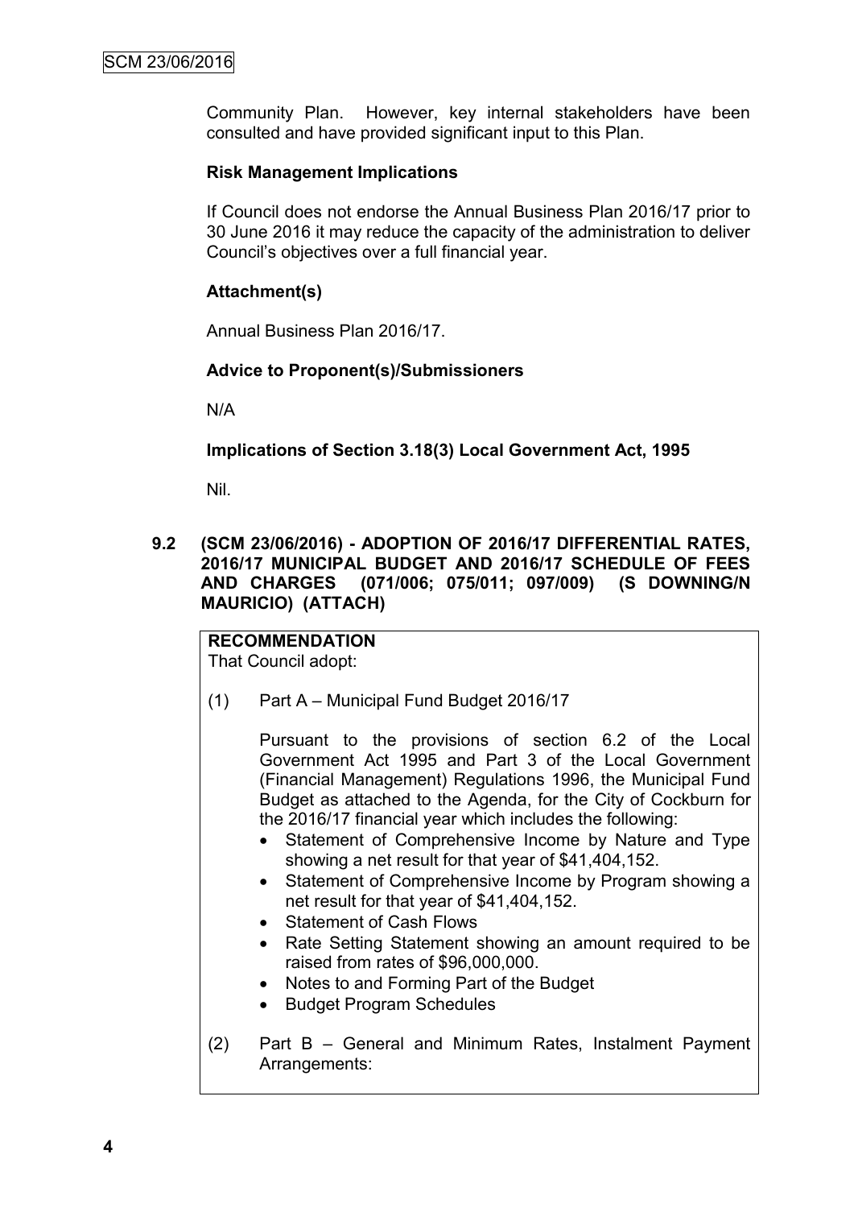Community Plan. However, key internal stakeholders have been consulted and have provided significant input to this Plan.

**Risk Management Implications**

If Council does not endorse the Annual Business Plan 2016/17 prior to 30 June 2016 it may reduce the capacity of the administration to deliver Council's objectives over a full financial year.

**Attachment(s)**

Annual Business Plan 2016/17.

**Advice to Proponent(s)/Submissioners**

N/A

**Implications of Section 3.18(3) Local Government Act, 1995**

Nil.

**9.2 (SCM 23/06/2016) - ADOPTION OF 2016/17 DIFFERENTIAL RATES, 2016/17 MUNICIPAL BUDGET AND 2016/17 SCHEDULE OF FEES AND CHARGES (071/006; 075/011; 097/009) (S DOWNING/N MAURICIO) (ATTACH)**

**RECOMMENDATION**
That Council adopt:

(1) Part A – Municipal Fund Budget 2016/17

Pursuant to the provisions of section 6.2 of the Local Government Act 1995 and Part 3 of the Local Government (Financial Management) Regulations 1996, the Municipal Fund Budget as attached to the Agenda, for the City of Cockburn for the 2016/17 financial year which includes the following:

- Statement of Comprehensive Income by Nature and Type showing a net result for that year of $41,404,152.
- Statement of Comprehensive Income by Program showing a net result for that year of $41,404,152.
- Statement of Cash Flows
- Rate Setting Statement showing an amount required to be raised from rates of $96,000,000.
- Notes to and Forming Part of the Budget
- Budget Program Schedules

(2) Part B – General and Minimum Rates, Instalment Payment Arrangements: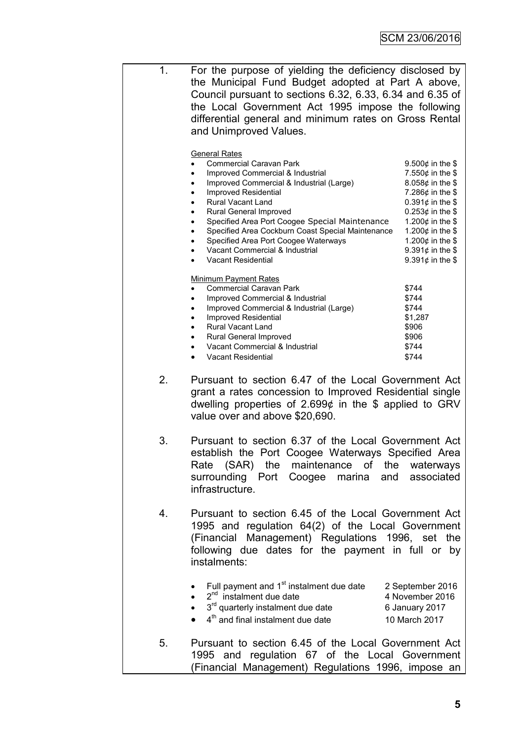1. For the purpose of yielding the deficiency disclosed by the Municipal Fund Budget adopted at Part A above, Council pursuant to sections 6.32, 6.33, 6.34 and 6.35 of the Local Government Act 1995 impose the following differential general and minimum rates on Gross Rental and Unimproved Values.

   General Rates

   | | |
   |---|---|
   | Commercial Caravan Park | 9.500¢ in the $ |
   | Improved Commercial & Industrial | 7.550¢ in the $ |
   | Improved Commercial & Industrial (Large) | 8.058¢ in the $ |
   | Improved Residential | 7.286¢ in the $ |
   | Rural Vacant Land | 0.391¢ in the $ |
   | Rural General Improved | 0.253¢ in the $ |
   | Specified Area Port Coogee Special Maintenance | 1.200¢ in the $ |
   | Specified Area Cockburn Coast Special Maintenance | 1.200¢ in the $ |
   | Specified Area Port Coogee Waterways | 1.200¢ in the $ |
   | Vacant Commercial & Industrial | 9.391¢ in the $ |
   | Vacant Residential | 9.391¢ in the $ |

   Minimum Payment Rates

   | | |
   |---|---|
   | Commercial Caravan Park | $744 |
   | Improved Commercial & Industrial | $744 |
   | Improved Commercial & Industrial (Large) | $744 |
   | Improved Residential | $1,287 |
   | Rural Vacant Land | $906 |
   | Rural General Improved | $906 |
   | Vacant Commercial & Industrial | $744 |
   | Vacant Residential | $744 |

2. Pursuant to section 6.47 of the Local Government Act grant a rates concession to Improved Residential single dwelling properties of 2.699¢ in the $ applied to GRV value over and above $20,690.

3. Pursuant to section 6.37 of the Local Government Act establish the Port Coogee Waterways Specified Area Rate (SAR) the maintenance of the waterways surrounding Port Coogee marina and associated infrastructure.

4. Pursuant to section 6.45 of the Local Government Act 1995 and regulation 64(2) of the Local Government (Financial Management) Regulations 1996, set the following due dates for the payment in full or by instalments:

   | | |
   |---|---|
   | Full payment and 1st instalment due date | 2 September 2016 |
   | 2nd instalment due date | 4 November 2016 |
   | 3rd quarterly instalment due date | 6 January 2017 |
   | 4th and final instalment due date | 10 March 2017 |

5. Pursuant to section 6.45 of the Local Government Act 1995 and regulation 67 of the Local Government (Financial Management) Regulations 1996, impose an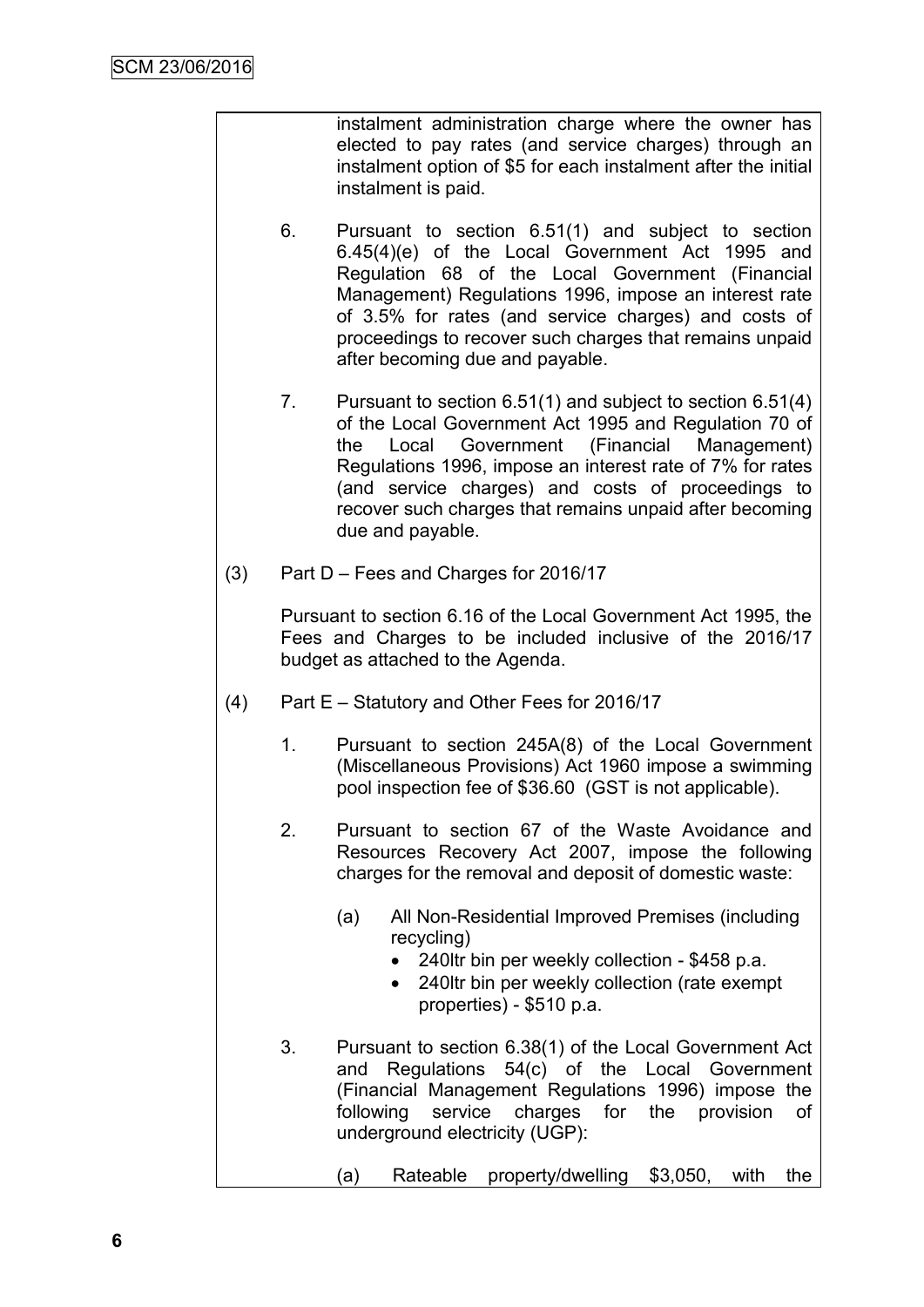instalment administration charge where the owner has elected to pay rates (and service charges) through an instalment option of $5 for each instalment after the initial instalment is paid.

6. Pursuant to section 6.51(1) and subject to section 6.45(4)(e) of the Local Government Act 1995 and Regulation 68 of the Local Government (Financial Management) Regulations 1996, impose an interest rate of 3.5% for rates (and service charges) and costs of proceedings to recover such charges that remains unpaid after becoming due and payable.

7. Pursuant to section 6.51(1) and subject to section 6.51(4) of the Local Government Act 1995 and Regulation 70 of the Local Government (Financial Management) Regulations 1996, impose an interest rate of 7% for rates (and service charges) and costs of proceedings to recover such charges that remains unpaid after becoming due and payable.

(3) Part D – Fees and Charges for 2016/17

Pursuant to section 6.16 of the Local Government Act 1995, the Fees and Charges to be included inclusive of the 2016/17 budget as attached to the Agenda.

(4) Part E – Statutory and Other Fees for 2016/17

1. Pursuant to section 245A(8) of the Local Government (Miscellaneous Provisions) Act 1960 impose a swimming pool inspection fee of $36.60 (GST is not applicable).

2. Pursuant to section 67 of the Waste Avoidance and Resources Recovery Act 2007, impose the following charges for the removal and deposit of domestic waste:

   (a) All Non-Residential Improved Premises (including recycling)
   - 240ltr bin per weekly collection - $458 p.a.
   - 240ltr bin per weekly collection (rate exempt properties) - $510 p.a.

3. Pursuant to section 6.38(1) of the Local Government Act and Regulations 54(c) of the Local Government (Financial Management Regulations 1996) impose the following service charges for the provision of underground electricity (UGP):

   (a) Rateable property/dwelling $3,050, with the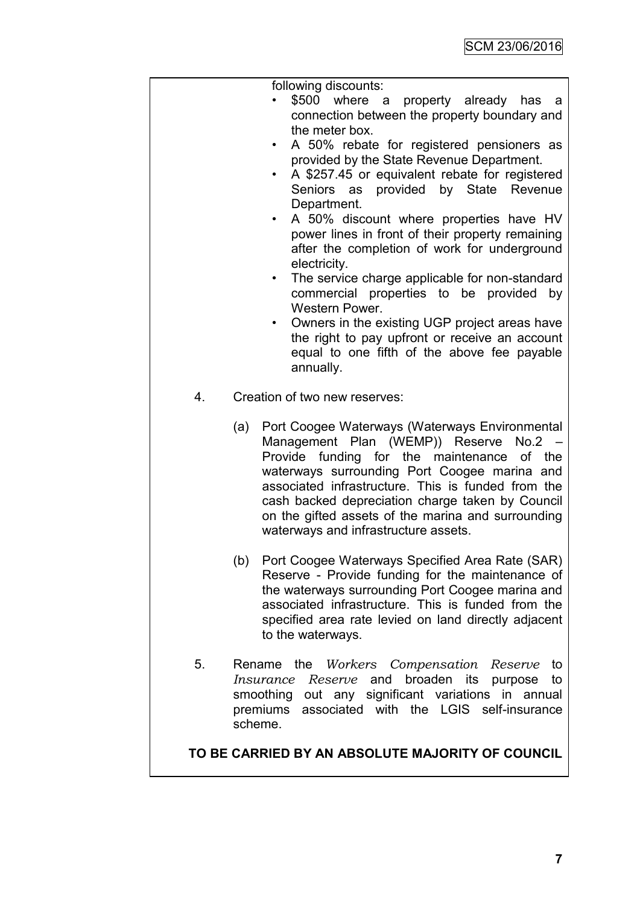following discounts:

- $500 where a property already has a connection between the property boundary and the meter box.
- A 50% rebate for registered pensioners as provided by the State Revenue Department.
- A $257.45 or equivalent rebate for registered Seniors as provided by State Revenue Department.
- A 50% discount where properties have HV power lines in front of their property remaining after the completion of work for underground electricity.
- The service charge applicable for non-standard commercial properties to be provided by Western Power.
- Owners in the existing UGP project areas have the right to pay upfront or receive an account equal to one fifth of the above fee payable annually.

4. Creation of two new reserves:

   (a) Port Coogee Waterways (Waterways Environmental Management Plan (WEMP)) Reserve No.2 – Provide funding for the maintenance of the waterways surrounding Port Coogee marina and associated infrastructure. This is funded from the cash backed depreciation charge taken by Council on the gifted assets of the marina and surrounding waterways and infrastructure assets.

   (b) Port Coogee Waterways Specified Area Rate (SAR) Reserve - Provide funding for the maintenance of the waterways surrounding Port Coogee marina and associated infrastructure. This is funded from the specified area rate levied on land directly adjacent to the waterways.

5. Rename the *Workers Compensation Reserve* to *Insurance Reserve* and broaden its purpose to smoothing out any significant variations in annual premiums associated with the LGIS self-insurance scheme.

**TO BE CARRIED BY AN ABSOLUTE MAJORITY OF COUNCIL**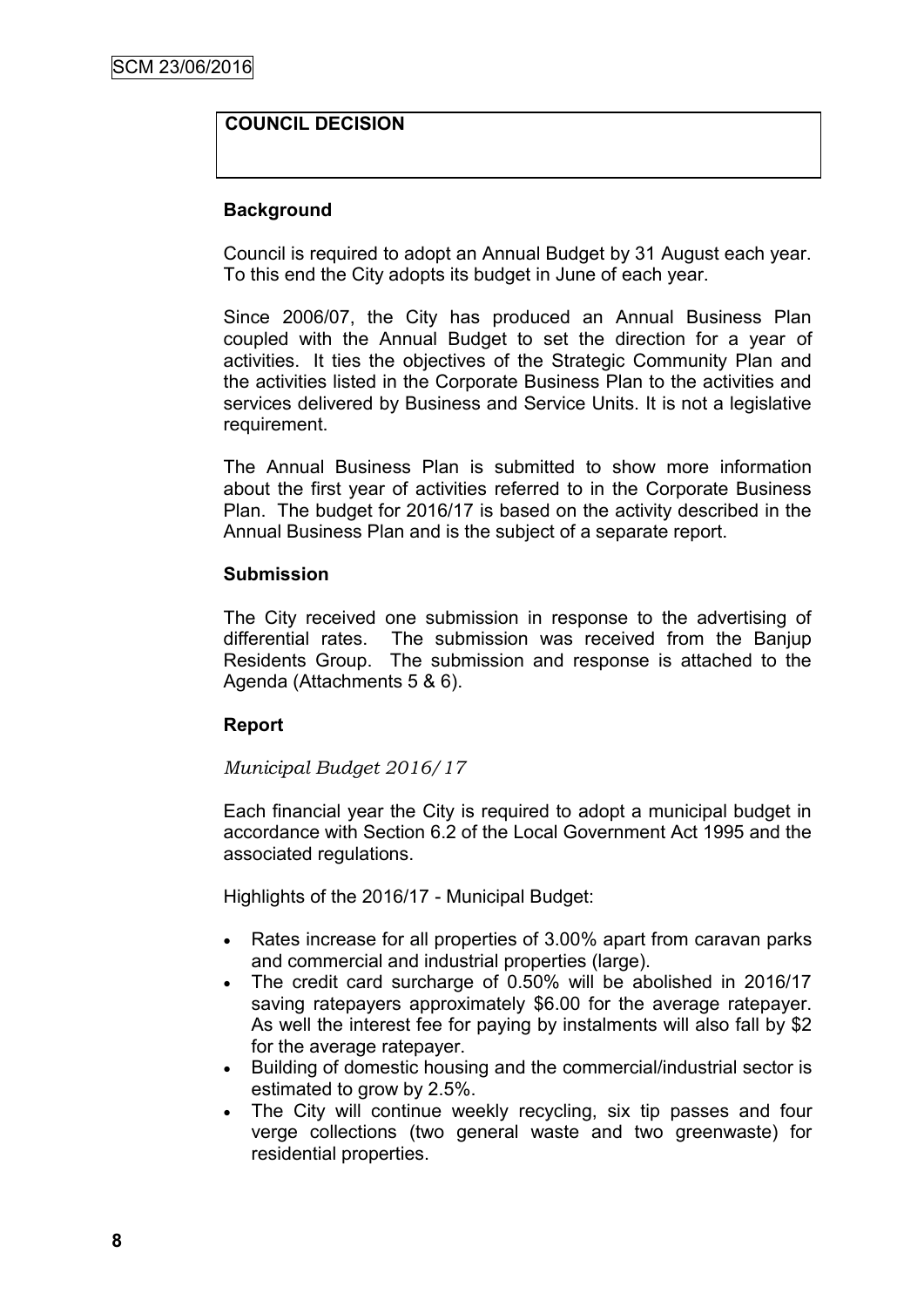**COUNCIL DECISION**

**Background**

Council is required to adopt an Annual Budget by 31 August each year. To this end the City adopts its budget in June of each year.

Since 2006/07, the City has produced an Annual Business Plan coupled with the Annual Budget to set the direction for a year of activities. It ties the objectives of the Strategic Community Plan and the activities listed in the Corporate Business Plan to the activities and services delivered by Business and Service Units. It is not a legislative requirement.

The Annual Business Plan is submitted to show more information about the first year of activities referred to in the Corporate Business Plan. The budget for 2016/17 is based on the activity described in the Annual Business Plan and is the subject of a separate report.

**Submission**

The City received one submission in response to the advertising of differential rates. The submission was received from the Banjup Residents Group. The submission and response is attached to the Agenda (Attachments 5 & 6).

**Report**

*Municipal Budget 2016/17*

Each financial year the City is required to adopt a municipal budget in accordance with Section 6.2 of the Local Government Act 1995 and the associated regulations.

Highlights of the 2016/17 - Municipal Budget:

- Rates increase for all properties of 3.00% apart from caravan parks and commercial and industrial properties (large).
- The credit card surcharge of 0.50% will be abolished in 2016/17 saving ratepayers approximately $6.00 for the average ratepayer. As well the interest fee for paying by instalments will also fall by $2 for the average ratepayer.
- Building of domestic housing and the commercial/industrial sector is estimated to grow by 2.5%.
- The City will continue weekly recycling, six tip passes and four verge collections (two general waste and two greenwaste) for residential properties.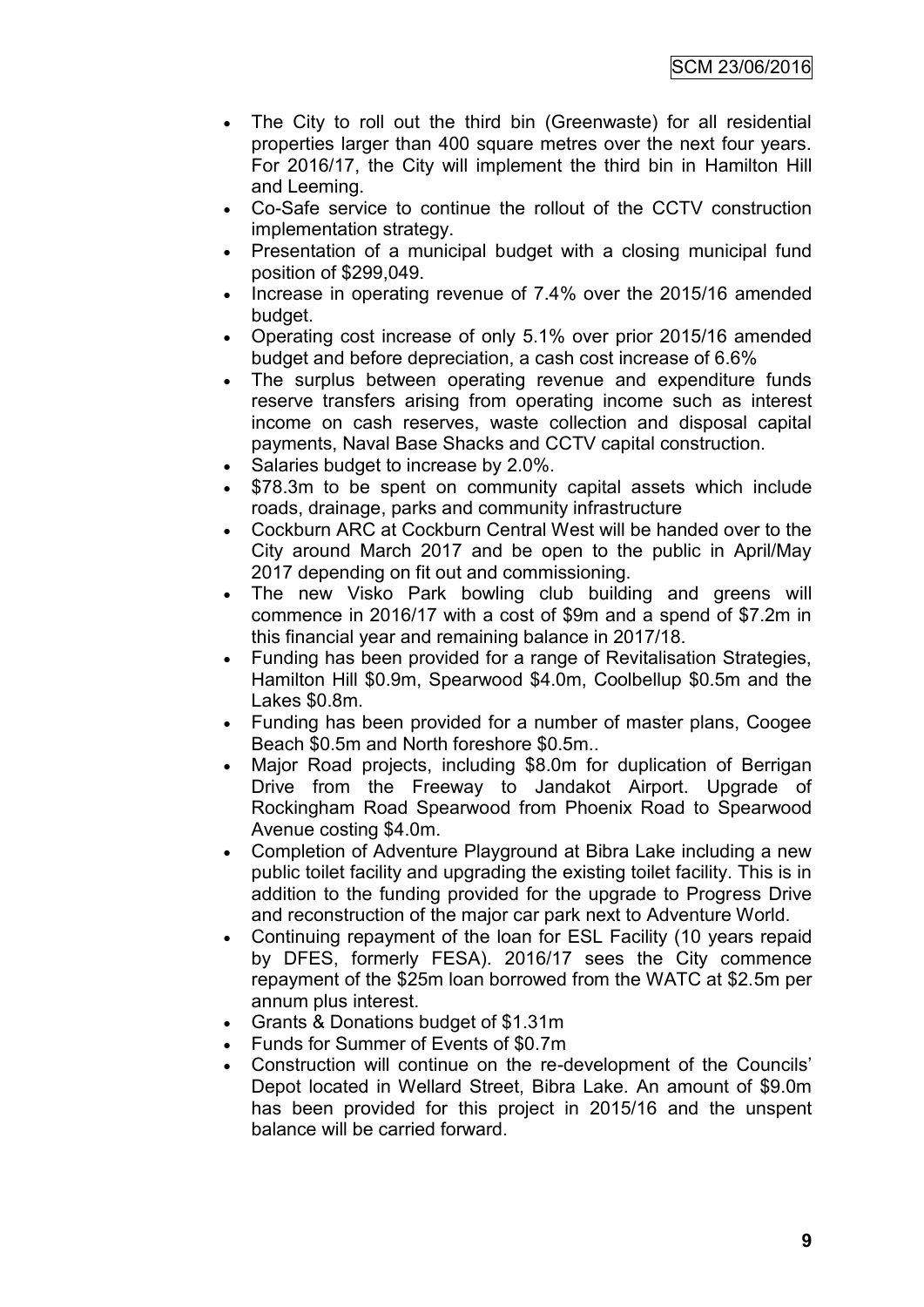- The City to roll out the third bin (Greenwaste) for all residential properties larger than 400 square metres over the next four years. For 2016/17, the City will implement the third bin in Hamilton Hill and Leeming.
- Co-Safe service to continue the rollout of the CCTV construction implementation strategy.
- Presentation of a municipal budget with a closing municipal fund position of $299,049.
- Increase in operating revenue of 7.4% over the 2015/16 amended budget.
- Operating cost increase of only 5.1% over prior 2015/16 amended budget and before depreciation, a cash cost increase of 6.6%
- The surplus between operating revenue and expenditure funds reserve transfers arising from operating income such as interest income on cash reserves, waste collection and disposal capital payments, Naval Base Shacks and CCTV capital construction.
- Salaries budget to increase by 2.0%.
- $78.3m to be spent on community capital assets which include roads, drainage, parks and community infrastructure
- Cockburn ARC at Cockburn Central West will be handed over to the City around March 2017 and be open to the public in April/May 2017 depending on fit out and commissioning.
- The new Visko Park bowling club building and greens will commence in 2016/17 with a cost of $9m and a spend of $7.2m in this financial year and remaining balance in 2017/18.
- Funding has been provided for a range of Revitalisation Strategies, Hamilton Hill $0.9m, Spearwood $4.0m, Coolbellup $0.5m and the Lakes $0.8m.
- Funding has been provided for a number of master plans, Coogee Beach $0.5m and North foreshore $0.5m..
- Major Road projects, including $8.0m for duplication of Berrigan Drive from the Freeway to Jandakot Airport. Upgrade of Rockingham Road Spearwood from Phoenix Road to Spearwood Avenue costing $4.0m.
- Completion of Adventure Playground at Bibra Lake including a new public toilet facility and upgrading the existing toilet facility. This is in addition to the funding provided for the upgrade to Progress Drive and reconstruction of the major car park next to Adventure World.
- Continuing repayment of the loan for ESL Facility (10 years repaid by DFES, formerly FESA). 2016/17 sees the City commence repayment of the $25m loan borrowed from the WATC at $2.5m per annum plus interest.
- Grants & Donations budget of $1.31m
- Funds for Summer of Events of $0.7m
- Construction will continue on the re-development of the Councils' Depot located in Wellard Street, Bibra Lake. An amount of $9.0m has been provided for this project in 2015/16 and the unspent balance will be carried forward.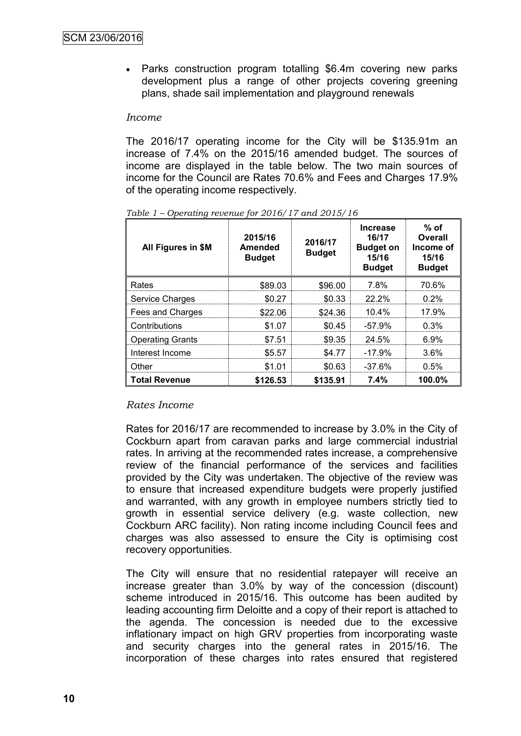- Parks construction program totalling $6.4m covering new parks development plus a range of other projects covering greening plans, shade sail implementation and playground renewals

*Income*

The 2016/17 operating income for the City will be $135.91m an increase of 7.4% on the 2015/16 amended budget. The sources of income are displayed in the table below. The two main sources of income for the Council are Rates 70.6% and Fees and Charges 17.9% of the operating income respectively.

*Table 1 – Operating revenue for 2016/17 and 2015/16*

| All Figures in $M | 2015/16 Amended Budget | 2016/17 Budget | Increase 16/17 Budget on 15/16 Budget | % of Overall Income of 15/16 Budget |
|---|---|---|---|---|
| Rates | $89.03 | $96.00 | 7.8% | 70.6% |
| Service Charges | $0.27 | $0.33 | 22.2% | 0.2% |
| Fees and Charges | $22.06 | $24.36 | 10.4% | 17.9% |
| Contributions | $1.07 | $0.45 | -57.9% | 0.3% |
| Operating Grants | $7.51 | $9.35 | 24.5% | 6.9% |
| Interest Income | $5.57 | $4.77 | -17.9% | 3.6% |
| Other | $1.01 | $0.63 | -37.6% | 0.5% |
| **Total Revenue** | **$126.53** | **$135.91** | **7.4%** | **100.0%** |

*Rates Income*

Rates for 2016/17 are recommended to increase by 3.0% in the City of Cockburn apart from caravan parks and large commercial industrial rates. In arriving at the recommended rates increase, a comprehensive review of the financial performance of the services and facilities provided by the City was undertaken. The objective of the review was to ensure that increased expenditure budgets were properly justified and warranted, with any growth in employee numbers strictly tied to growth in essential service delivery (e.g. waste collection, new Cockburn ARC facility). Non rating income including Council fees and charges was also assessed to ensure the City is optimising cost recovery opportunities.

The City will ensure that no residential ratepayer will receive an increase greater than 3.0% by way of the concession (discount) scheme introduced in 2015/16. This outcome has been audited by leading accounting firm Deloitte and a copy of their report is attached to the agenda. The concession is needed due to the excessive inflationary impact on high GRV properties from incorporating waste and security charges into the general rates in 2015/16. The incorporation of these charges into rates ensured that registered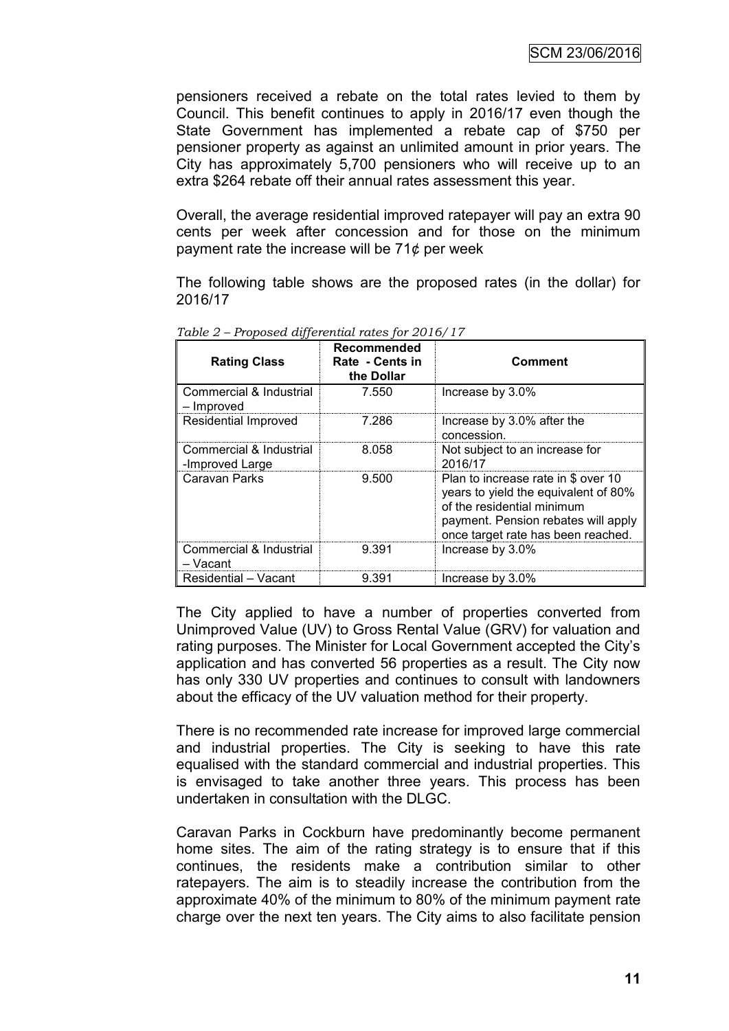pensioners received a rebate on the total rates levied to them by Council. This benefit continues to apply in 2016/17 even though the State Government has implemented a rebate cap of $750 per pensioner property as against an unlimited amount in prior years. The City has approximately 5,700 pensioners who will receive up to an extra $264 rebate off their annual rates assessment this year.

Overall, the average residential improved ratepayer will pay an extra 90 cents per week after concession and for those on the minimum payment rate the increase will be 71¢ per week

The following table shows are the proposed rates (in the dollar) for 2016/17

*Table 2 – Proposed differential rates for 2016/17*

| Rating Class | Recommended Rate - Cents in the Dollar | Comment |
|---|---|---|
| Commercial & Industrial – Improved | 7.550 | Increase by 3.0% |
| Residential Improved | 7.286 | Increase by 3.0% after the concession. |
| Commercial & Industrial -Improved Large | 8.058 | Not subject to an increase for 2016/17 |
| Caravan Parks | 9.500 | Plan to increase rate in $ over 10 years to yield the equivalent of 80% of the residential minimum payment. Pension rebates will apply once target rate has been reached. |
| Commercial & Industrial – Vacant | 9.391 | Increase by 3.0% |
| Residential – Vacant | 9.391 | Increase by 3.0% |

The City applied to have a number of properties converted from Unimproved Value (UV) to Gross Rental Value (GRV) for valuation and rating purposes. The Minister for Local Government accepted the City's application and has converted 56 properties as a result. The City now has only 330 UV properties and continues to consult with landowners about the efficacy of the UV valuation method for their property.

There is no recommended rate increase for improved large commercial and industrial properties. The City is seeking to have this rate equalised with the standard commercial and industrial properties. This is envisaged to take another three years. This process has been undertaken in consultation with the DLGC.

Caravan Parks in Cockburn have predominantly become permanent home sites. The aim of the rating strategy is to ensure that if this continues, the residents make a contribution similar to other ratepayers. The aim is to steadily increase the contribution from the approximate 40% of the minimum to 80% of the minimum payment rate charge over the next ten years. The City aims to also facilitate pension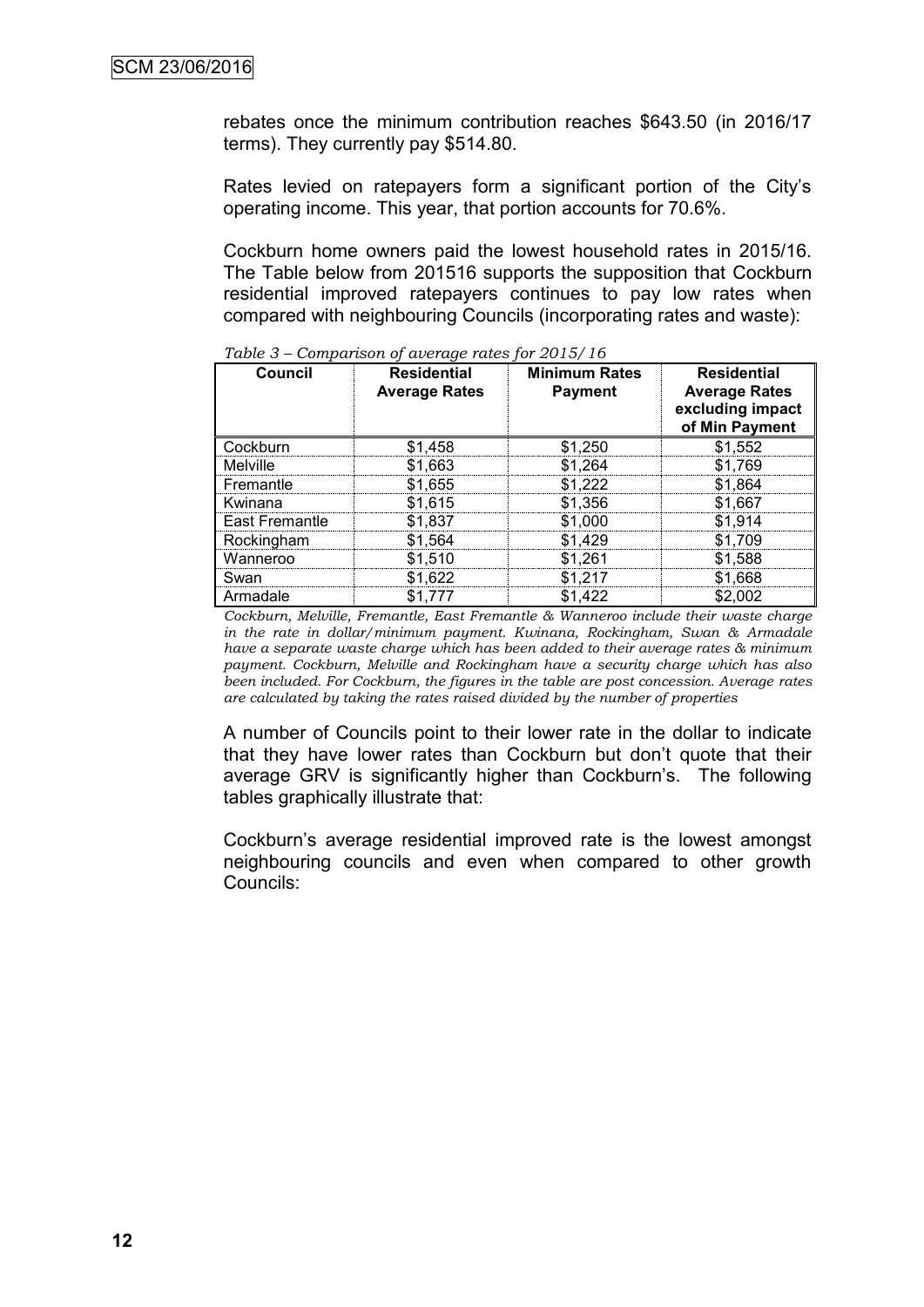rebates once the minimum contribution reaches $643.50 (in 2016/17 terms). They currently pay $514.80.

Rates levied on ratepayers form a significant portion of the City's operating income. This year, that portion accounts for 70.6%.

Cockburn home owners paid the lowest household rates in 2015/16. The Table below from 201516 supports the supposition that Cockburn residential improved ratepayers continues to pay low rates when compared with neighbouring Councils (incorporating rates and waste):

*Table 3 – Comparison of average rates for 2015/16*

| Council | Residential Average Rates | Minimum Rates Payment | Residential Average Rates excluding impact of Min Payment |
|---|---|---|---|
| Cockburn | $1,458 | $1,250 | $1,552 |
| Melville | $1,663 | $1,264 | $1,769 |
| Fremantle | $1,655 | $1,222 | $1,864 |
| Kwinana | $1,615 | $1,356 | $1,667 |
| East Fremantle | $1,837 | $1,000 | $1,914 |
| Rockingham | $1,564 | $1,429 | $1,709 |
| Wanneroo | $1,510 | $1,261 | $1,588 |
| Swan | $1,622 | $1,217 | $1,668 |
| Armadale | $1,777 | $1,422 | $2,002 |

*Cockburn, Melville, Fremantle, East Fremantle & Wanneroo include their waste charge in the rate in dollar/minimum payment. Kwinana, Rockingham, Swan & Armadale have a separate waste charge which has been added to their average rates & minimum payment. Cockburn, Melville and Rockingham have a security charge which has also been included. For Cockburn, the figures in the table are post concession. Average rates are calculated by taking the rates raised divided by the number of properties*

A number of Councils point to their lower rate in the dollar to indicate that they have lower rates than Cockburn but don't quote that their average GRV is significantly higher than Cockburn's. The following tables graphically illustrate that:

Cockburn's average residential improved rate is the lowest amongst neighbouring councils and even when compared to other growth Councils: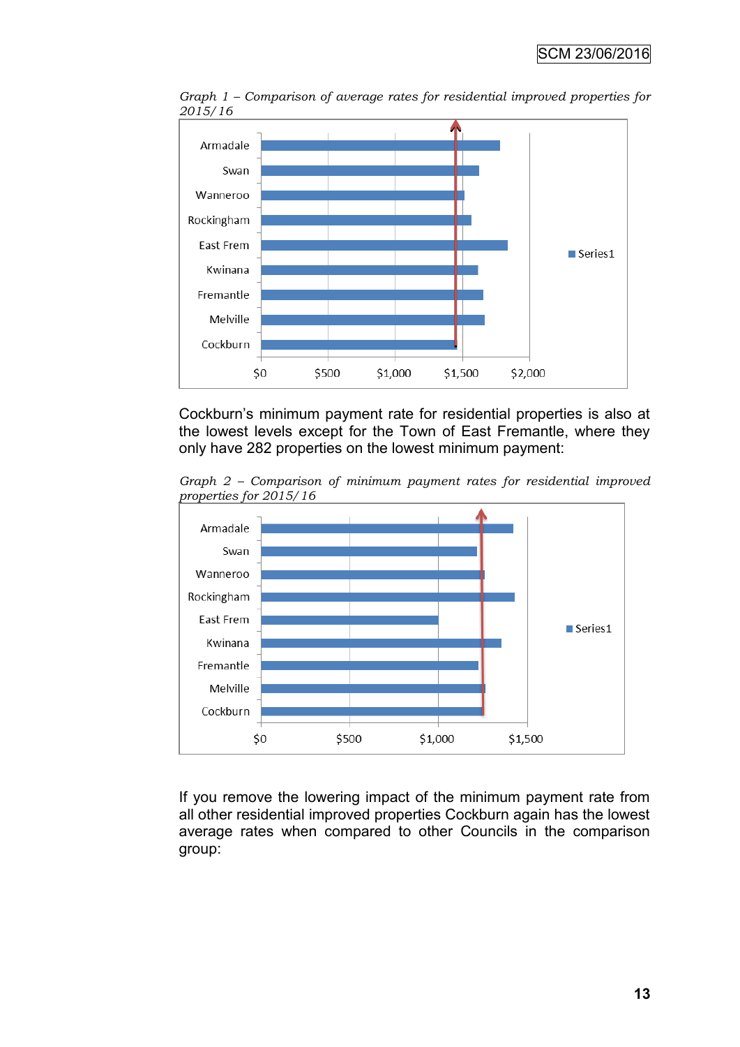*Graph 1 – Comparison of average rates for residential improved properties for 2015/16*

*Graph 2 – Comparison of minimum payment rates for residential improved properties for 2015/16*

Cockburn's minimum payment rate for residential properties is also at the lowest levels except for the Town of East Fremantle, where they only have 282 properties on the lowest minimum payment:

If you remove the lowering impact of the minimum payment rate from all other residential improved properties Cockburn again has the lowest average rates when compared to other Councils in the comparison group: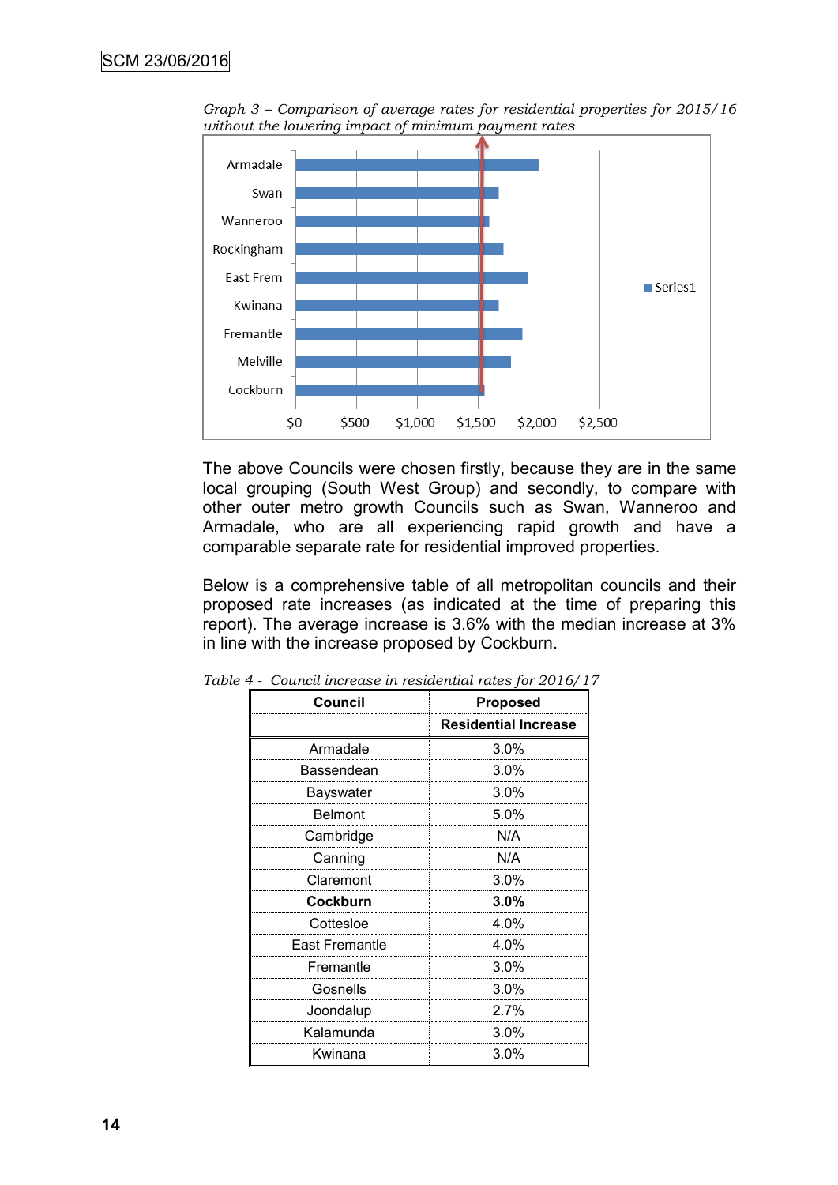*Graph 3 – Comparison of average rates for residential properties for 2015/16 without the lowering impact of minimum payment rates*

The above Councils were chosen firstly, because they are in the same local grouping (South West Group) and secondly, to compare with other outer metro growth Councils such as Swan, Wanneroo and Armadale, who are all experiencing rapid growth and have a comparable separate rate for residential improved properties.

Below is a comprehensive table of all metropolitan councils and their proposed rate increases (as indicated at the time of preparing this report). The average increase is 3.6% with the median increase at 3% in line with the increase proposed by Cockburn.

*Table 4 - Council increase in residential rates for 2016/17*

| Council | Proposed Residential Increase |
|---|---|
| Armadale | 3.0% |
| Bassendean | 3.0% |
| Bayswater | 3.0% |
| Belmont | 5.0% |
| Cambridge | N/A |
| Canning | N/A |
| Claremont | 3.0% |
| **Cockburn** | **3.0%** |
| Cottesloe | 4.0% |
| East Fremantle | 4.0% |
| Fremantle | 3.0% |
| Gosnells | 3.0% |
| Joondalup | 2.7% |
| Kalamunda | 3.0% |
| Kwinana | 3.0% |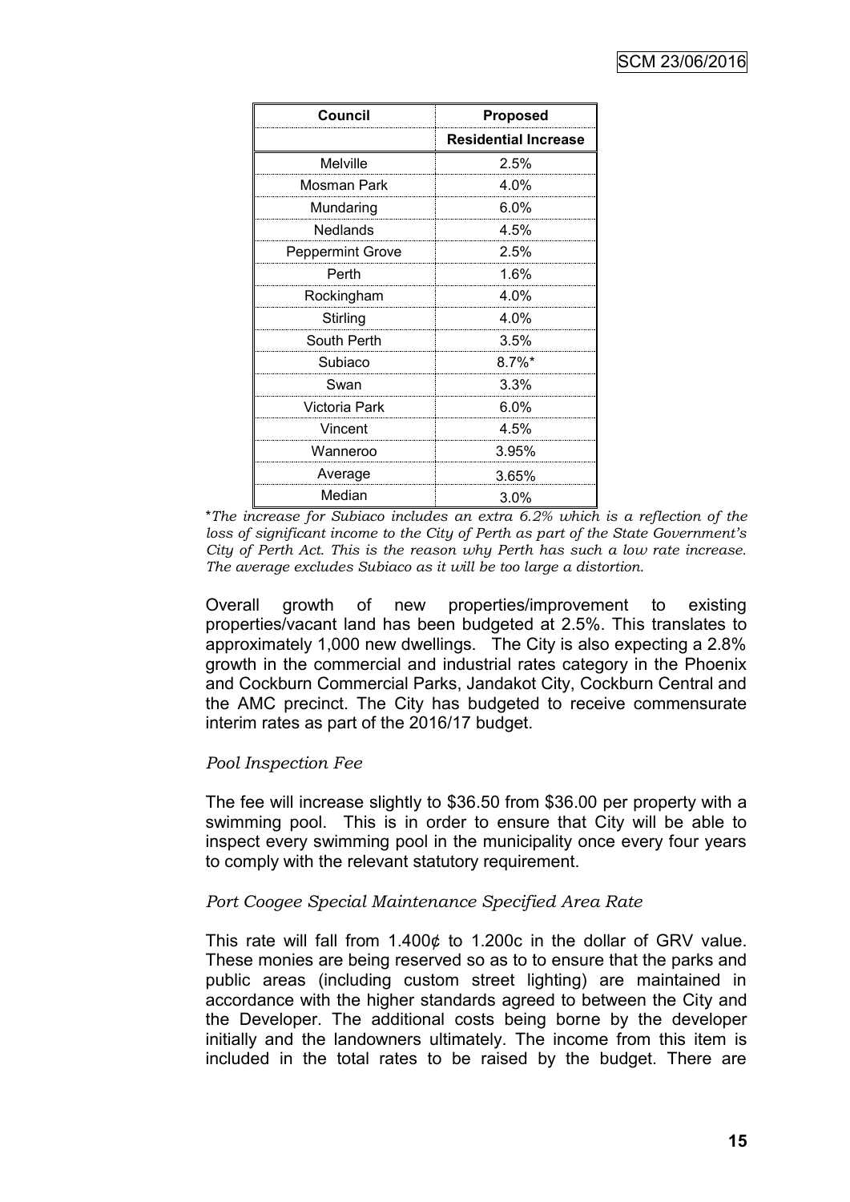| Council | Proposed |
| --- | --- |
| | Residential Increase |
| Melville | 2.5% |
| Mosman Park | 4.0% |
| Mundaring | 6.0% |
| Nedlands | 4.5% |
| Peppermint Grove | 2.5% |
| Perth | 1.6% |
| Rockingham | 4.0% |
| Stirling | 4.0% |
| South Perth | 3.5% |
| Subiaco | 8.7%* |
| Swan | 3.3% |
| Victoria Park | 6.0% |
| Vincent | 4.5% |
| Wanneroo | 3.95% |
| Average | 3.65% |
| Median | 3.0% |

**The increase for Subiaco includes an extra 6.2% which is a reflection of the loss of significant income to the City of Perth as part of the State Government's City of Perth Act. This is the reason why Perth has such a low rate increase. The average excludes Subiaco as it will be too large a distortion.*

Overall growth of new properties/improvement to existing properties/vacant land has been budgeted at 2.5%. This translates to approximately 1,000 new dwellings. The City is also expecting a 2.8% growth in the commercial and industrial rates category in the Phoenix and Cockburn Commercial Parks, Jandakot City, Cockburn Central and the AMC precinct. The City has budgeted to receive commensurate interim rates as part of the 2016/17 budget.

*Pool Inspection Fee*

The fee will increase slightly to $36.50 from $36.00 per property with a swimming pool. This is in order to ensure that City will be able to inspect every swimming pool in the municipality once every four years to comply with the relevant statutory requirement.

*Port Coogee Special Maintenance Specified Area Rate*

This rate will fall from 1.400¢ to 1.200c in the dollar of GRV value. These monies are being reserved so as to to ensure that the parks and public areas (including custom street lighting) are maintained in accordance with the higher standards agreed to between the City and the Developer. The additional costs being borne by the developer initially and the landowners ultimately. The income from this item is included in the total rates to be raised by the budget. There are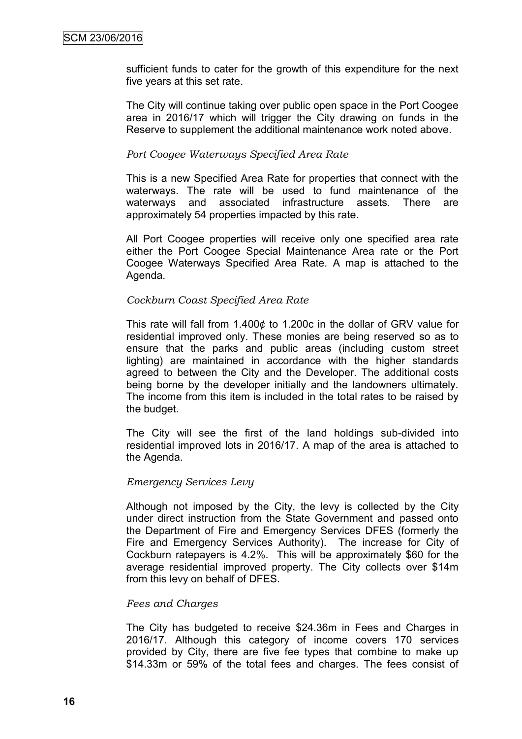sufficient funds to cater for the growth of this expenditure for the next five years at this set rate.

The City will continue taking over public open space in the Port Coogee area in 2016/17 which will trigger the City drawing on funds in the Reserve to supplement the additional maintenance work noted above.

*Port Coogee Waterways Specified Area Rate*

This is a new Specified Area Rate for properties that connect with the waterways. The rate will be used to fund maintenance of the waterways and associated infrastructure assets. There are approximately 54 properties impacted by this rate.

All Port Coogee properties will receive only one specified area rate either the Port Coogee Special Maintenance Area rate or the Port Coogee Waterways Specified Area Rate. A map is attached to the Agenda.

*Cockburn Coast Specified Area Rate*

This rate will fall from 1.400¢ to 1.200c in the dollar of GRV value for residential improved only. These monies are being reserved so as to ensure that the parks and public areas (including custom street lighting) are maintained in accordance with the higher standards agreed to between the City and the Developer. The additional costs being borne by the developer initially and the landowners ultimately. The income from this item is included in the total rates to be raised by the budget.

The City will see the first of the land holdings sub-divided into residential improved lots in 2016/17. A map of the area is attached to the Agenda.

*Emergency Services Levy*

Although not imposed by the City, the levy is collected by the City under direct instruction from the State Government and passed onto the Department of Fire and Emergency Services DFES (formerly the Fire and Emergency Services Authority). The increase for City of Cockburn ratepayers is 4.2%. This will be approximately $60 for the average residential improved property. The City collects over $14m from this levy on behalf of DFES.

*Fees and Charges*

The City has budgeted to receive $24.36m in Fees and Charges in 2016/17. Although this category of income covers 170 services provided by City, there are five fee types that combine to make up $14.33m or 59% of the total fees and charges. The fees consist of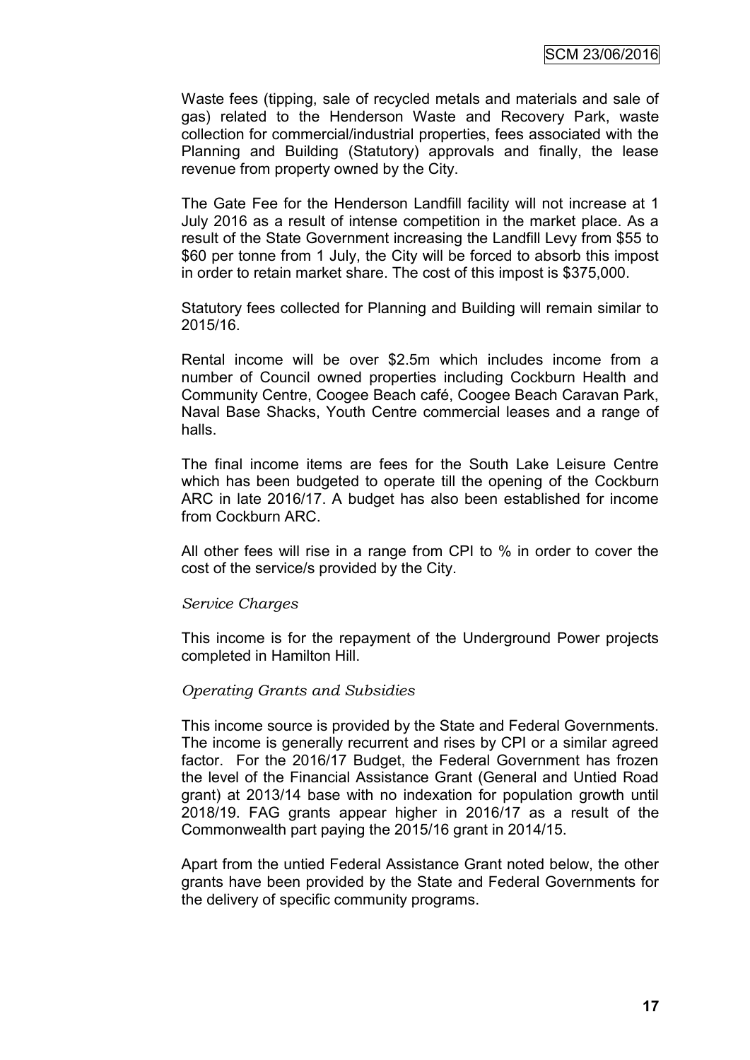Waste fees (tipping, sale of recycled metals and materials and sale of gas) related to the Henderson Waste and Recovery Park, waste collection for commercial/industrial properties, fees associated with the Planning and Building (Statutory) approvals and finally, the lease revenue from property owned by the City.

The Gate Fee for the Henderson Landfill facility will not increase at 1 July 2016 as a result of intense competition in the market place. As a result of the State Government increasing the Landfill Levy from $55 to $60 per tonne from 1 July, the City will be forced to absorb this impost in order to retain market share. The cost of this impost is $375,000.

Statutory fees collected for Planning and Building will remain similar to 2015/16.

Rental income will be over $2.5m which includes income from a number of Council owned properties including Cockburn Health and Community Centre, Coogee Beach café, Coogee Beach Caravan Park, Naval Base Shacks, Youth Centre commercial leases and a range of halls.

The final income items are fees for the South Lake Leisure Centre which has been budgeted to operate till the opening of the Cockburn ARC in late 2016/17. A budget has also been established for income from Cockburn ARC.

All other fees will rise in a range from CPI to % in order to cover the cost of the service/s provided by the City.

*Service Charges*

This income is for the repayment of the Underground Power projects completed in Hamilton Hill.

*Operating Grants and Subsidies*

This income source is provided by the State and Federal Governments. The income is generally recurrent and rises by CPI or a similar agreed factor. For the 2016/17 Budget, the Federal Government has frozen the level of the Financial Assistance Grant (General and Untied Road grant) at 2013/14 base with no indexation for population growth until 2018/19. FAG grants appear higher in 2016/17 as a result of the Commonwealth part paying the 2015/16 grant in 2014/15.

Apart from the untied Federal Assistance Grant noted below, the other grants have been provided by the State and Federal Governments for the delivery of specific community programs.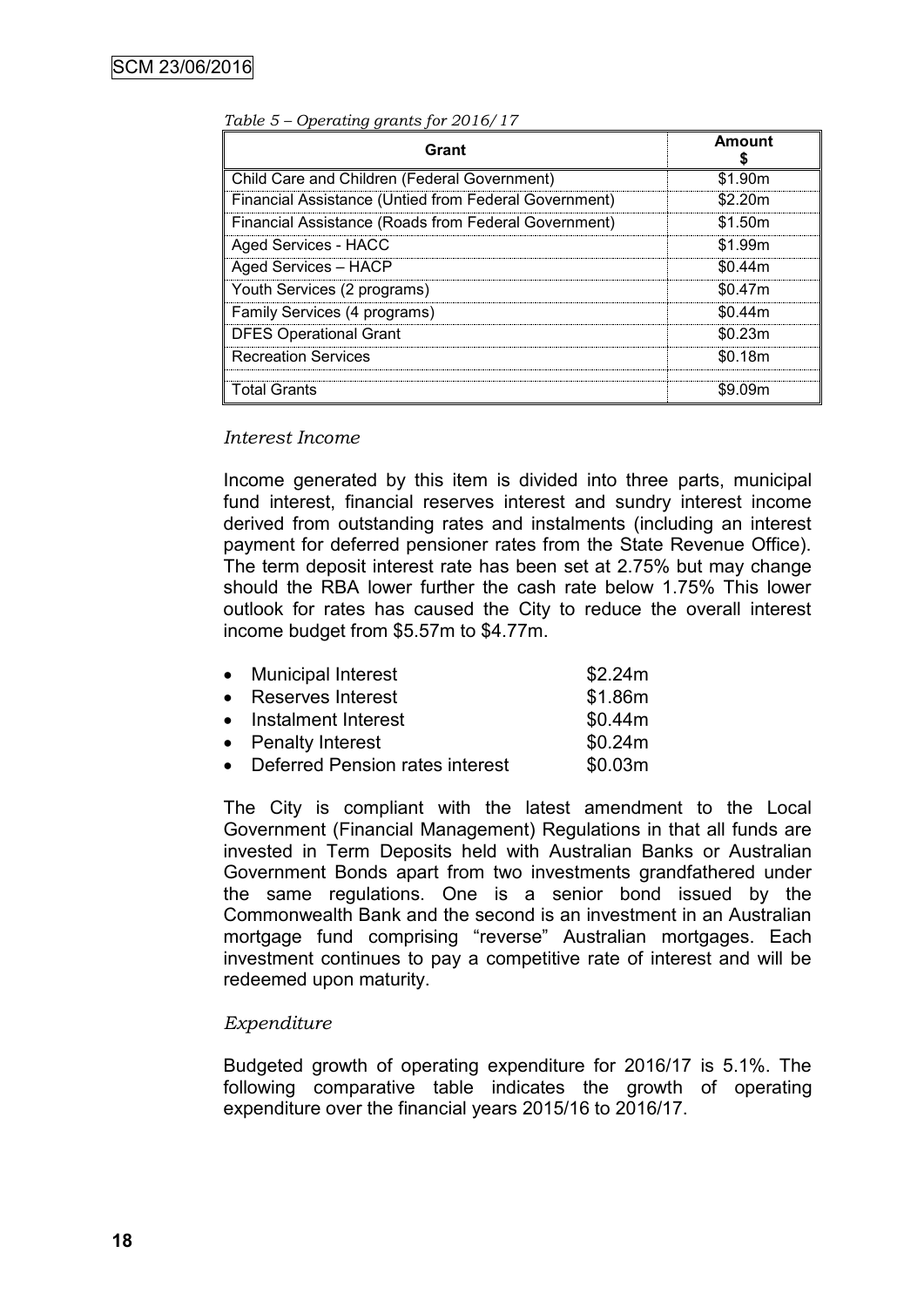*Table 5 – Operating grants for 2016/17*

| Grant | Amount $ |
|---|---|
| Child Care and Children (Federal Government) | $1.90m |
| Financial Assistance (Untied from Federal Government) | $2.20m |
| Financial Assistance (Roads from Federal Government) | $1.50m |
| Aged Services - HACC | $1.99m |
| Aged Services – HACP | $0.44m |
| Youth Services (2 programs) | $0.47m |
| Family Services (4 programs) | $0.44m |
| DFES Operational Grant | $0.23m |
| Recreation Services | $0.18m |
| Total Grants | $9.09m |

*Interest Income*

Income generated by this item is divided into three parts, municipal fund interest, financial reserves interest and sundry interest income derived from outstanding rates and instalments (including an interest payment for deferred pensioner rates from the State Revenue Office). The term deposit interest rate has been set at 2.75% but may change should the RBA lower further the cash rate below 1.75% This lower outlook for rates has caused the City to reduce the overall interest income budget from $5.57m to $4.77m.

- Municipal Interest $2.24m
- Reserves Interest $1.86m
- Instalment Interest $0.44m
- Penalty Interest $0.24m
- Deferred Pension rates interest $0.03m

The City is compliant with the latest amendment to the Local Government (Financial Management) Regulations in that all funds are invested in Term Deposits held with Australian Banks or Australian Government Bonds apart from two investments grandfathered under the same regulations. One is a senior bond issued by the Commonwealth Bank and the second is an investment in an Australian mortgage fund comprising "reverse" Australian mortgages. Each investment continues to pay a competitive rate of interest and will be redeemed upon maturity.

*Expenditure*

Budgeted growth of operating expenditure for 2016/17 is 5.1%. The following comparative table indicates the growth of operating expenditure over the financial years 2015/16 to 2016/17.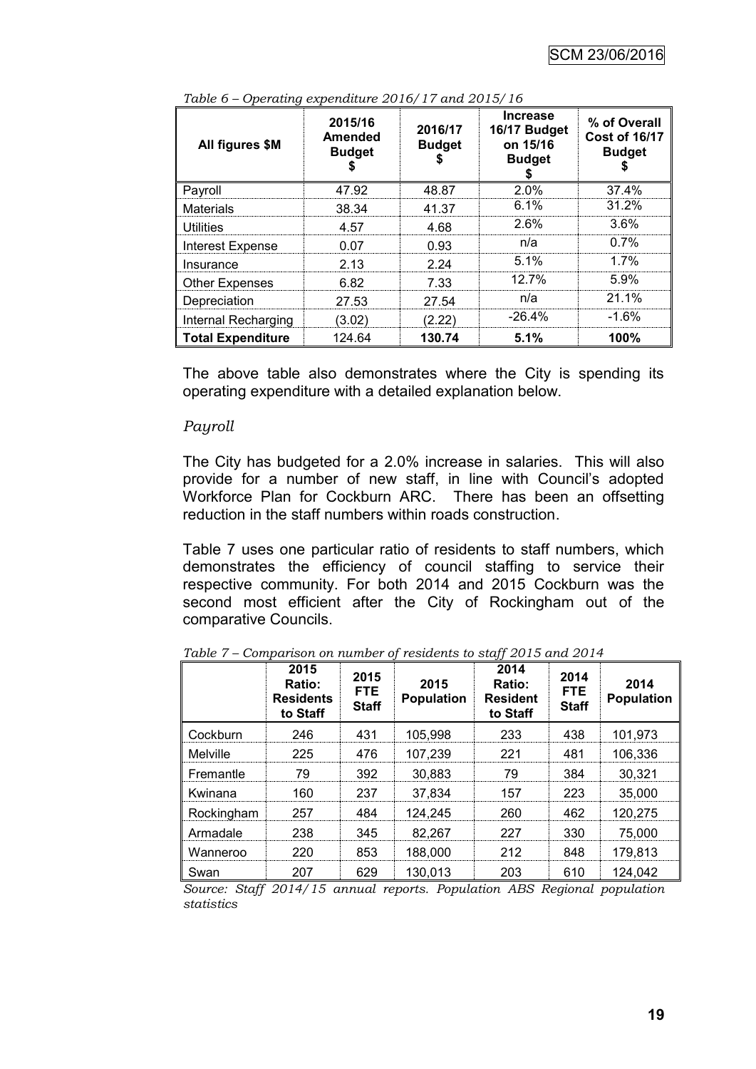*Table 6 – Operating expenditure 2016/17 and 2015/16*

| All figures $M | 2015/16 Amended Budget $ | 2016/17 Budget $ | Increase 16/17 Budget on 15/16 Budget $ | % of Overall Cost of 16/17 Budget $ |
|---|---|---|---|---|
| Payroll | 47.92 | 48.87 | 2.0% | 37.4% |
| Materials | 38.34 | 41.37 | 6.1% | 31.2% |
| Utilities | 4.57 | 4.68 | 2.6% | 3.6% |
| Interest Expense | 0.07 | 0.93 | n/a | 0.7% |
| Insurance | 2.13 | 2.24 | 5.1% | 1.7% |
| Other Expenses | 6.82 | 7.33 | 12.7% | 5.9% |
| Depreciation | 27.53 | 27.54 | n/a | 21.1% |
| Internal Recharging | (3.02) | (2.22) | -26.4% | -1.6% |
| **Total Expenditure** | 124.64 | **130.74** | **5.1%** | **100%** |

The above table also demonstrates where the City is spending its operating expenditure with a detailed explanation below.

*Payroll*

The City has budgeted for a 2.0% increase in salaries. This will also provide for a number of new staff, in line with Council's adopted Workforce Plan for Cockburn ARC. There has been an offsetting reduction in the staff numbers within roads construction.

Table 7 uses one particular ratio of residents to staff numbers, which demonstrates the efficiency of council staffing to service their respective community. For both 2014 and 2015 Cockburn was the second most efficient after the City of Rockingham out of the comparative Councils.

*Table 7 – Comparison on number of residents to staff 2015 and 2014*

| | 2015 Ratio: Residents to Staff | 2015 FTE Staff | 2015 Population | 2014 Ratio: Resident to Staff | 2014 FTE Staff | 2014 Population |
|---|---|---|---|---|---|---|
| Cockburn | 246 | 431 | 105,998 | 233 | 438 | 101,973 |
| Melville | 225 | 476 | 107,239 | 221 | 481 | 106,336 |
| Fremantle | 79 | 392 | 30,883 | 79 | 384 | 30,321 |
| Kwinana | 160 | 237 | 37,834 | 157 | 223 | 35,000 |
| Rockingham | 257 | 484 | 124,245 | 260 | 462 | 120,275 |
| Armadale | 238 | 345 | 82,267 | 227 | 330 | 75,000 |
| Wanneroo | 220 | 853 | 188,000 | 212 | 848 | 179,813 |
| Swan | 207 | 629 | 130,013 | 203 | 610 | 124,042 |

*Source: Staff 2014/15 annual reports. Population ABS Regional population statistics*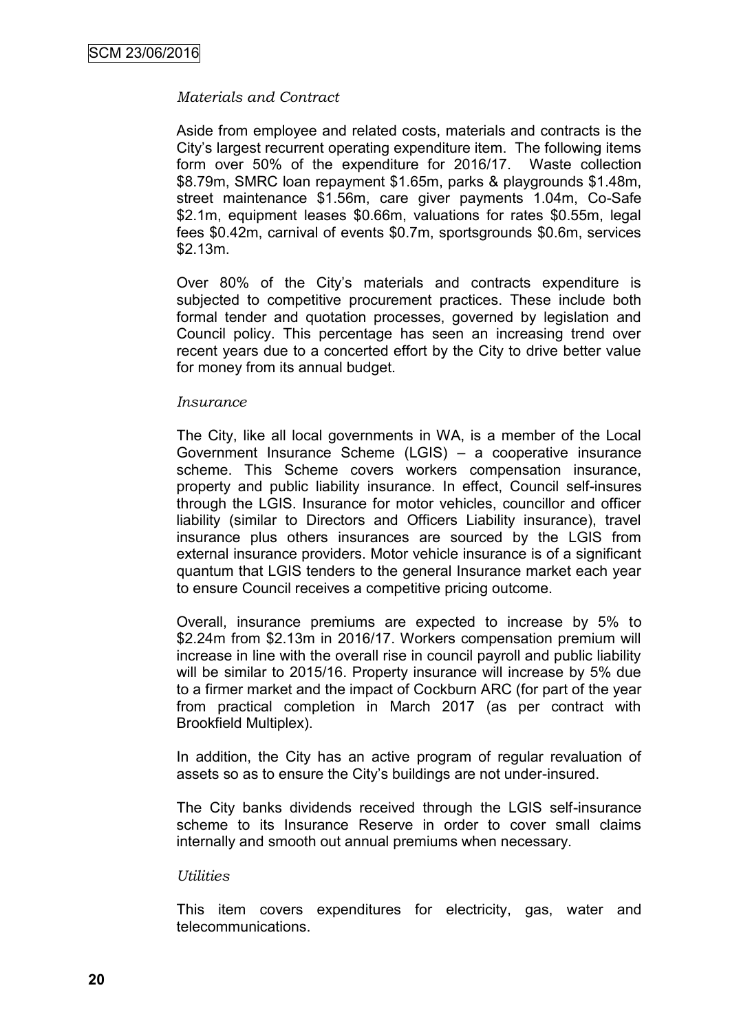*Materials and Contract*

Aside from employee and related costs, materials and contracts is the City's largest recurrent operating expenditure item. The following items form over 50% of the expenditure for 2016/17. Waste collection $8.79m, SMRC loan repayment $1.65m, parks & playgrounds $1.48m, street maintenance $1.56m, care giver payments 1.04m, Co-Safe $2.1m, equipment leases $0.66m, valuations for rates $0.55m, legal fees $0.42m, carnival of events $0.7m, sportsgrounds $0.6m, services $2.13m.

Over 80% of the City's materials and contracts expenditure is subjected to competitive procurement practices. These include both formal tender and quotation processes, governed by legislation and Council policy. This percentage has seen an increasing trend over recent years due to a concerted effort by the City to drive better value for money from its annual budget.

*Insurance*

The City, like all local governments in WA, is a member of the Local Government Insurance Scheme (LGIS) – a cooperative insurance scheme. This Scheme covers workers compensation insurance, property and public liability insurance. In effect, Council self-insures through the LGIS. Insurance for motor vehicles, councillor and officer liability (similar to Directors and Officers Liability insurance), travel insurance plus others insurances are sourced by the LGIS from external insurance providers. Motor vehicle insurance is of a significant quantum that LGIS tenders to the general Insurance market each year to ensure Council receives a competitive pricing outcome.

Overall, insurance premiums are expected to increase by 5% to $2.24m from $2.13m in 2016/17. Workers compensation premium will increase in line with the overall rise in council payroll and public liability will be similar to 2015/16. Property insurance will increase by 5% due to a firmer market and the impact of Cockburn ARC (for part of the year from practical completion in March 2017 (as per contract with Brookfield Multiplex).

In addition, the City has an active program of regular revaluation of assets so as to ensure the City's buildings are not under-insured.

The City banks dividends received through the LGIS self-insurance scheme to its Insurance Reserve in order to cover small claims internally and smooth out annual premiums when necessary.

*Utilities*

This item covers expenditures for electricity, gas, water and telecommunications.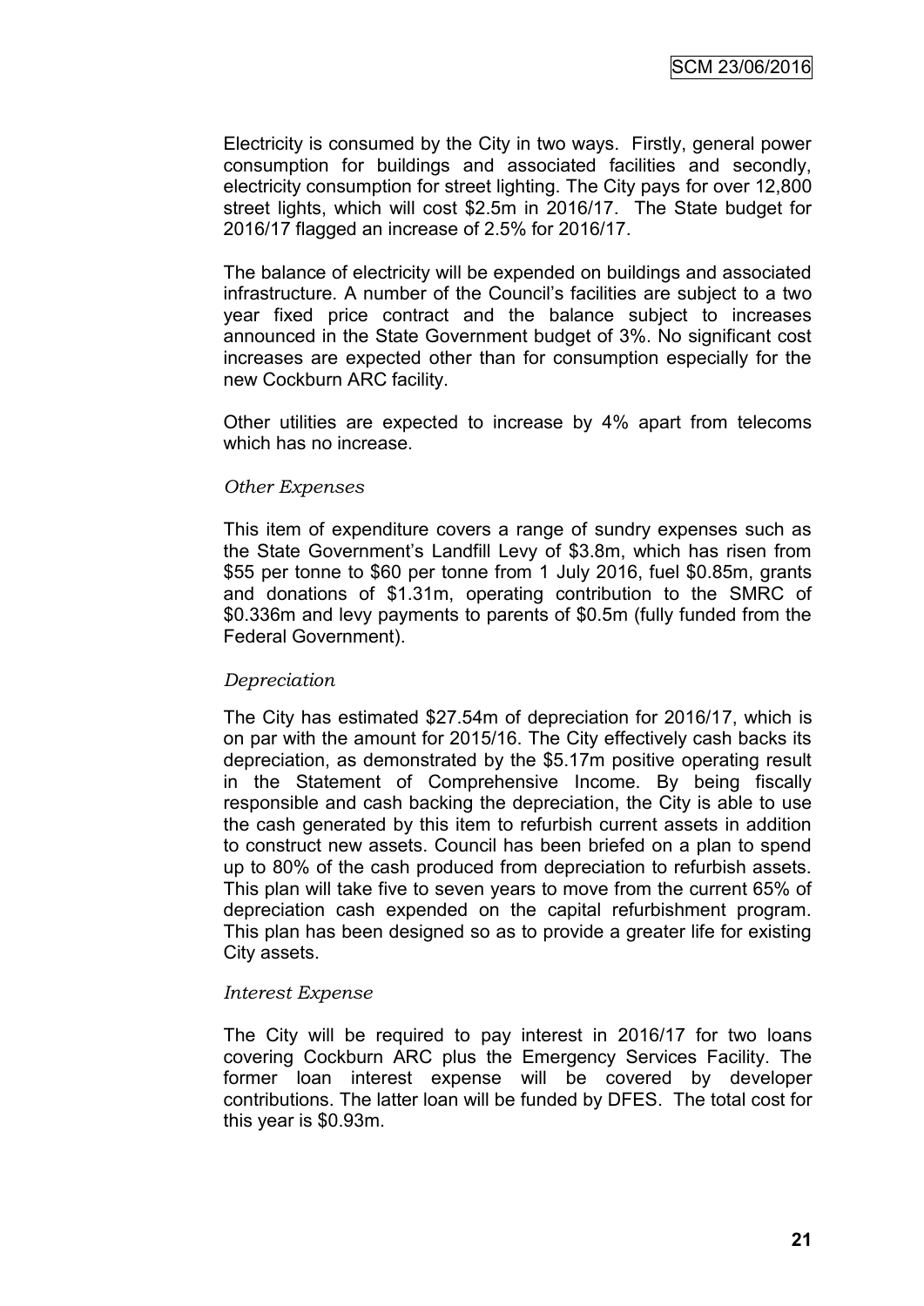Electricity is consumed by the City in two ways. Firstly, general power consumption for buildings and associated facilities and secondly, electricity consumption for street lighting. The City pays for over 12,800 street lights, which will cost $2.5m in 2016/17. The State budget for 2016/17 flagged an increase of 2.5% for 2016/17.

The balance of electricity will be expended on buildings and associated infrastructure. A number of the Council's facilities are subject to a two year fixed price contract and the balance subject to increases announced in the State Government budget of 3%. No significant cost increases are expected other than for consumption especially for the new Cockburn ARC facility.

Other utilities are expected to increase by 4% apart from telecoms which has no increase.

*Other Expenses*

This item of expenditure covers a range of sundry expenses such as the State Government's Landfill Levy of $3.8m, which has risen from $55 per tonne to $60 per tonne from 1 July 2016, fuel $0.85m, grants and donations of $1.31m, operating contribution to the SMRC of $0.336m and levy payments to parents of $0.5m (fully funded from the Federal Government).

*Depreciation*

The City has estimated $27.54m of depreciation for 2016/17, which is on par with the amount for 2015/16. The City effectively cash backs its depreciation, as demonstrated by the $5.17m positive operating result in the Statement of Comprehensive Income. By being fiscally responsible and cash backing the depreciation, the City is able to use the cash generated by this item to refurbish current assets in addition to construct new assets. Council has been briefed on a plan to spend up to 80% of the cash produced from depreciation to refurbish assets. This plan will take five to seven years to move from the current 65% of depreciation cash expended on the capital refurbishment program. This plan has been designed so as to provide a greater life for existing City assets.

*Interest Expense*

The City will be required to pay interest in 2016/17 for two loans covering Cockburn ARC plus the Emergency Services Facility. The former loan interest expense will be covered by developer contributions. The latter loan will be funded by DFES. The total cost for this year is $0.93m.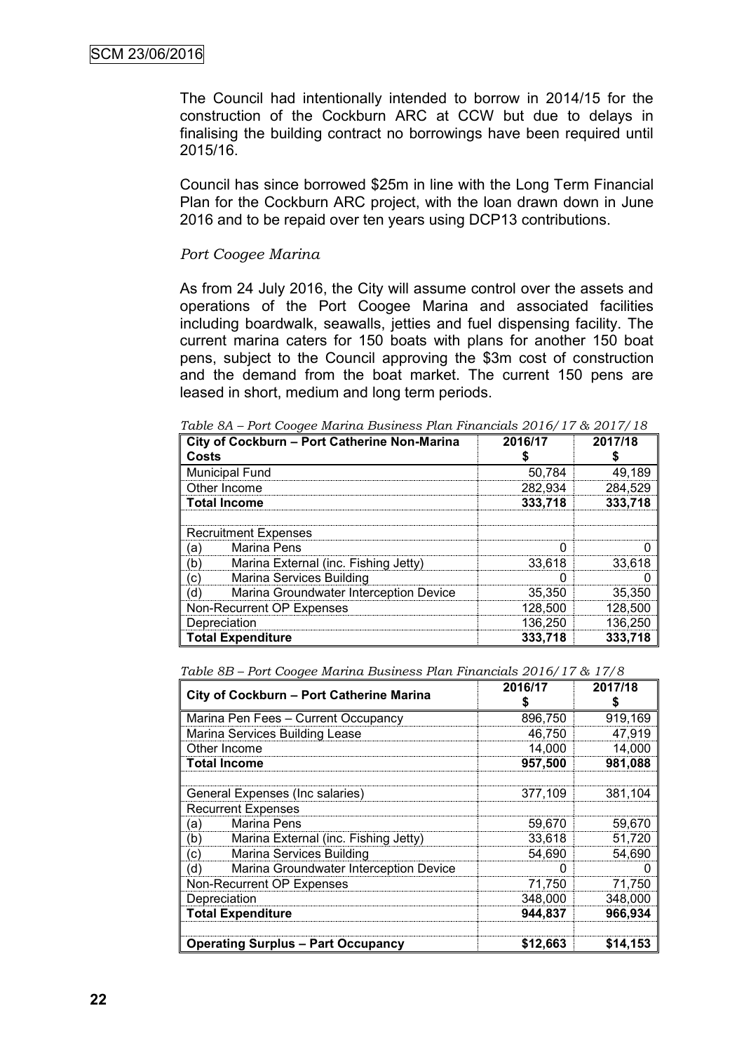The Council had intentionally intended to borrow in 2014/15 for the construction of the Cockburn ARC at CCW but due to delays in finalising the building contract no borrowings have been required until 2015/16.

Council has since borrowed $25m in line with the Long Term Financial Plan for the Cockburn ARC project, with the loan drawn down in June 2016 and to be repaid over ten years using DCP13 contributions.

*Port Coogee Marina*

As from 24 July 2016, the City will assume control over the assets and operations of the Port Coogee Marina and associated facilities including boardwalk, seawalls, jetties and fuel dispensing facility. The current marina caters for 150 boats with plans for another 150 boat pens, subject to the Council approving the $3m cost of construction and the demand from the boat market. The current 150 pens are leased in short, medium and long term periods.

*Table 8A – Port Coogee Marina Business Plan Financials 2016/17 & 2017/18*

| City of Cockburn – Port Catherine Non-Marina Costs | 2016/17 $ | 2017/18 $ |
|---|---|---|
| Municipal Fund | 50,784 | 49,189 |
| Other Income | 282,934 | 284,529 |
| **Total Income** | **333,718** | **333,718** |
| | | |
| Recruitment Expenses | | |
| (a) Marina Pens | 0 | 0 |
| (b) Marina External (inc. Fishing Jetty) | 33,618 | 33,618 |
| (c) Marina Services Building | 0 | 0 |
| (d) Marina Groundwater Interception Device | 35,350 | 35,350 |
| Non-Recurrent OP Expenses | 128,500 | 128,500 |
| Depreciation | 136,250 | 136,250 |
| **Total Expenditure** | **333,718** | **333,718** |

*Table 8B – Port Coogee Marina Business Plan Financials 2016/17 & 17/8*

| City of Cockburn – Port Catherine Marina | 2016/17 $ | 2017/18 $ |
|---|---|---|
| Marina Pen Fees – Current Occupancy | 896,750 | 919,169 |
| Marina Services Building Lease | 46,750 | 47,919 |
| Other Income | 14,000 | 14,000 |
| **Total Income** | **957,500** | **981,088** |
| | | |
| General Expenses (Inc salaries) | 377,109 | 381,104 |
| Recurrent Expenses | | |
| (a) Marina Pens | 59,670 | 59,670 |
| (b) Marina External (inc. Fishing Jetty) | 33,618 | 51,720 |
| (c) Marina Services Building | 54,690 | 54,690 |
| (d) Marina Groundwater Interception Device | 0 | 0 |
| Non-Recurrent OP Expenses | 71,750 | 71,750 |
| Depreciation | 348,000 | 348,000 |
| **Total Expenditure** | **944,837** | **966,934** |
| | | |
| **Operating Surplus – Part Occupancy** | **$12,663** | **$14,153** |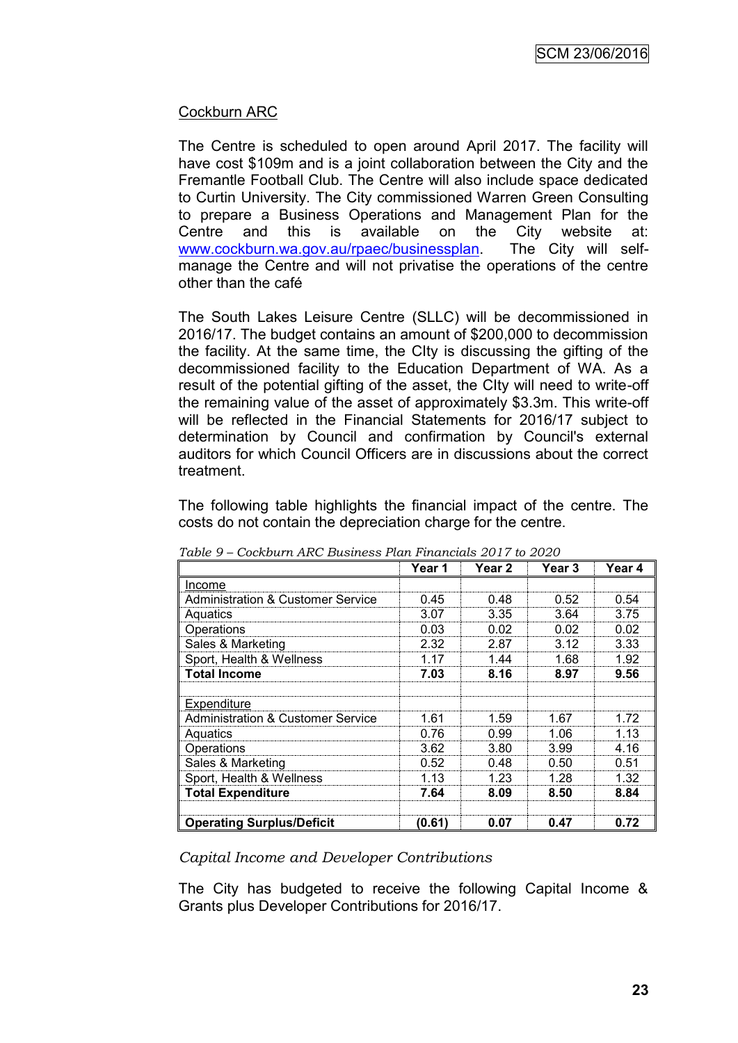Cockburn ARC

The Centre is scheduled to open around April 2017. The facility will have cost $109m and is a joint collaboration between the City and the Fremantle Football Club. The Centre will also include space dedicated to Curtin University. The City commissioned Warren Green Consulting to prepare a Business Operations and Management Plan for the Centre and this is available on the City website at: www.cockburn.wa.gov.au/rpaec/businessplan. The City will self-manage the Centre and will not privatise the operations of the centre other than the café

The South Lakes Leisure Centre (SLLC) will be decommissioned in 2016/17. The budget contains an amount of $200,000 to decommission the facility. At the same time, the CIty is discussing the gifting of the decommissioned facility to the Education Department of WA. As a result of the potential gifting of the asset, the CIty will need to write-off the remaining value of the asset of approximately $3.3m. This write-off will be reflected in the Financial Statements for 2016/17 subject to determination by Council and confirmation by Council's external auditors for which Council Officers are in discussions about the correct treatment.

The following table highlights the financial impact of the centre. The costs do not contain the depreciation charge for the centre.

*Table 9 – Cockburn ARC Business Plan Financials 2017 to 2020*

| | Year 1 | Year 2 | Year 3 | Year 4 |
|---|---|---|---|---|
| Income | | | | |
| Administration & Customer Service | 0.45 | 0.48 | 0.52 | 0.54 |
| Aquatics | 3.07 | 3.35 | 3.64 | 3.75 |
| Operations | 0.03 | 0.02 | 0.02 | 0.02 |
| Sales & Marketing | 2.32 | 2.87 | 3.12 | 3.33 |
| Sport, Health & Wellness | 1.17 | 1.44 | 1.68 | 1.92 |
| **Total Income** | **7.03** | **8.16** | **8.97** | **9.56** |
| | | | | |
| Expenditure | | | | |
| Administration & Customer Service | 1.61 | 1.59 | 1.67 | 1.72 |
| Aquatics | 0.76 | 0.99 | 1.06 | 1.13 |
| Operations | 3.62 | 3.80 | 3.99 | 4.16 |
| Sales & Marketing | 0.52 | 0.48 | 0.50 | 0.51 |
| Sport, Health & Wellness | 1.13 | 1.23 | 1.28 | 1.32 |
| **Total Expenditure** | **7.64** | **8.09** | **8.50** | **8.84** |
| | | | | |
| **Operating Surplus/Deficit** | **(0.61)** | **0.07** | **0.47** | **0.72** |

*Capital Income and Developer Contributions*

The City has budgeted to receive the following Capital Income & Grants plus Developer Contributions for 2016/17.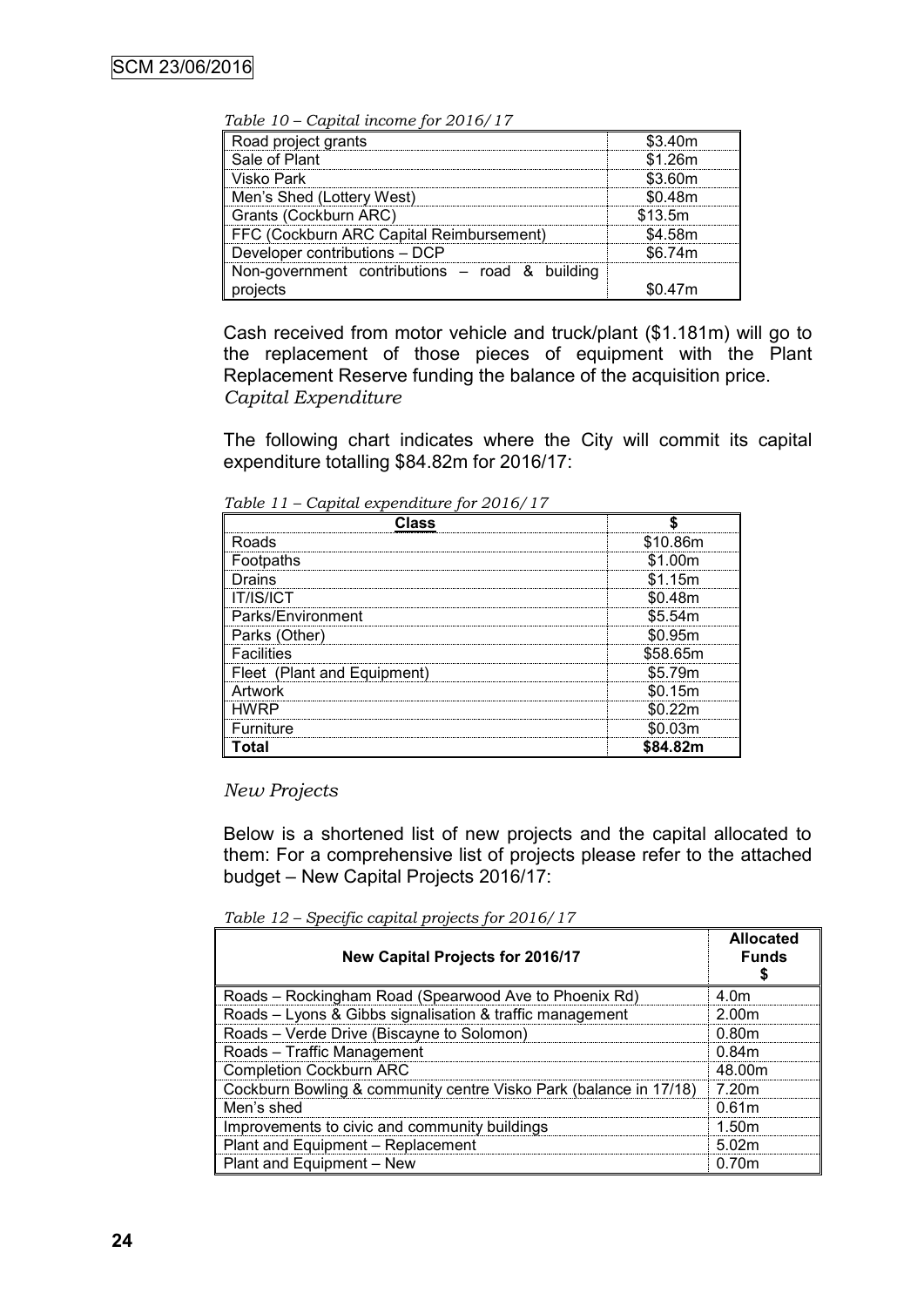*Table 10 – Capital income for 2016/17*

| | |
|---|---|
| Road project grants | \$3.40m |
| Sale of Plant | \$1.26m |
| Visko Park | \$3.60m |
| Men's Shed (Lottery West) | \$0.48m |
| Grants (Cockburn ARC) | \$13.5m |
| FFC (Cockburn ARC Capital Reimbursement) | \$4.58m |
| Developer contributions – DCP | \$6.74m |
| Non-government contributions – road & building projects | \$0.47m |

Cash received from motor vehicle and truck/plant (\$1.181m) will go to the replacement of those pieces of equipment with the Plant Replacement Reserve funding the balance of the acquisition price.

*Capital Expenditure*

The following chart indicates where the City will commit its capital expenditure totalling \$84.82m for 2016/17:

*Table 11 – Capital expenditure for 2016/17*

| Class | \$ |
|---|---|
| Roads | \$10.86m |
| Footpaths | \$1.00m |
| Drains | \$1.15m |
| IT/IS/ICT | \$0.48m |
| Parks/Environment | \$5.54m |
| Parks (Other) | \$0.95m |
| Facilities | \$58.65m |
| Fleet (Plant and Equipment) | \$5.79m |
| Artwork | \$0.15m |
| HWRP | \$0.22m |
| Furniture | \$0.03m |
| **Total** | **\$84.82m** |

*New Projects*

Below is a shortened list of new projects and the capital allocated to them: For a comprehensive list of projects please refer to the attached budget – New Capital Projects 2016/17:

*Table 12 – Specific capital projects for 2016/17*

| New Capital Projects for 2016/17 | Allocated Funds \$ |
|---|---|
| Roads – Rockingham Road (Spearwood Ave to Phoenix Rd) | 4.0m |
| Roads – Lyons & Gibbs signalisation & traffic management | 2.00m |
| Roads – Verde Drive (Biscayne to Solomon) | 0.80m |
| Roads – Traffic Management | 0.84m |
| Completion Cockburn ARC | 48.00m |
| Cockburn Bowling & community centre Visko Park (balance in 17/18) | 7.20m |
| Men's shed | 0.61m |
| Improvements to civic and community buildings | 1.50m |
| Plant and Equipment – Replacement | 5.02m |
| Plant and Equipment – New | 0.70m |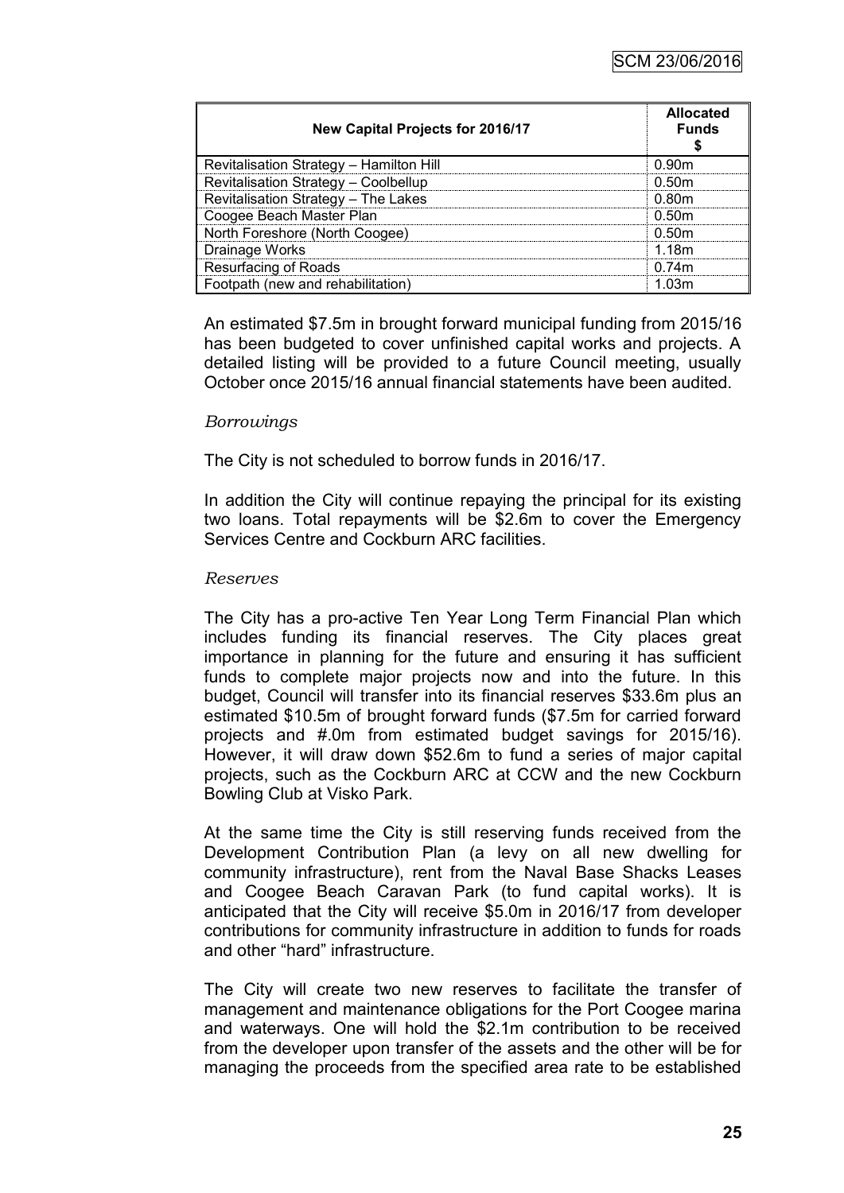| New Capital Projects for 2016/17 | Allocated Funds $ |
|---|---|
| Revitalisation Strategy – Hamilton Hill | 0.90m |
| Revitalisation Strategy – Coolbellup | 0.50m |
| Revitalisation Strategy – The Lakes | 0.80m |
| Coogee Beach Master Plan | 0.50m |
| North Foreshore (North Coogee) | 0.50m |
| Drainage Works | 1.18m |
| Resurfacing of Roads | 0.74m |
| Footpath (new and rehabilitation) | 1.03m |

An estimated $7.5m in brought forward municipal funding from 2015/16 has been budgeted to cover unfinished capital works and projects. A detailed listing will be provided to a future Council meeting, usually October once 2015/16 annual financial statements have been audited.

*Borrowings*

The City is not scheduled to borrow funds in 2016/17.

In addition the City will continue repaying the principal for its existing two loans. Total repayments will be $2.6m to cover the Emergency Services Centre and Cockburn ARC facilities.

*Reserves*

The City has a pro-active Ten Year Long Term Financial Plan which includes funding its financial reserves. The City places great importance in planning for the future and ensuring it has sufficient funds to complete major projects now and into the future. In this budget, Council will transfer into its financial reserves $33.6m plus an estimated $10.5m of brought forward funds ($7.5m for carried forward projects and #.0m from estimated budget savings for 2015/16). However, it will draw down $52.6m to fund a series of major capital projects, such as the Cockburn ARC at CCW and the new Cockburn Bowling Club at Visko Park.

At the same time the City is still reserving funds received from the Development Contribution Plan (a levy on all new dwelling for community infrastructure), rent from the Naval Base Shacks Leases and Coogee Beach Caravan Park (to fund capital works). It is anticipated that the City will receive $5.0m in 2016/17 from developer contributions for community infrastructure in addition to funds for roads and other "hard" infrastructure.

The City will create two new reserves to facilitate the transfer of management and maintenance obligations for the Port Coogee marina and waterways. One will hold the $2.1m contribution to be received from the developer upon transfer of the assets and the other will be for managing the proceeds from the specified area rate to be established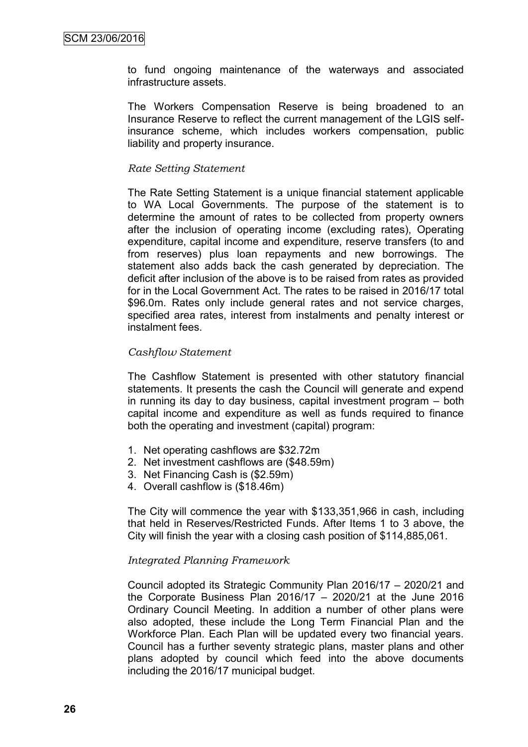to fund ongoing maintenance of the waterways and associated infrastructure assets.

The Workers Compensation Reserve is being broadened to an Insurance Reserve to reflect the current management of the LGIS self-insurance scheme, which includes workers compensation, public liability and property insurance.

*Rate Setting Statement*

The Rate Setting Statement is a unique financial statement applicable to WA Local Governments. The purpose of the statement is to determine the amount of rates to be collected from property owners after the inclusion of operating income (excluding rates), Operating expenditure, capital income and expenditure, reserve transfers (to and from reserves) plus loan repayments and new borrowings. The statement also adds back the cash generated by depreciation. The deficit after inclusion of the above is to be raised from rates as provided for in the Local Government Act. The rates to be raised in 2016/17 total $96.0m. Rates only include general rates and not service charges, specified area rates, interest from instalments and penalty interest or instalment fees.

*Cashflow Statement*

The Cashflow Statement is presented with other statutory financial statements. It presents the cash the Council will generate and expend in running its day to day business, capital investment program – both capital income and expenditure as well as funds required to finance both the operating and investment (capital) program:

1. Net operating cashflows are $32.72m
2. Net investment cashflows are ($48.59m)
3. Net Financing Cash is ($2.59m)
4. Overall cashflow is ($18.46m)

The City will commence the year with $133,351,966 in cash, including that held in Reserves/Restricted Funds. After Items 1 to 3 above, the City will finish the year with a closing cash position of $114,885,061.

*Integrated Planning Framework*

Council adopted its Strategic Community Plan 2016/17 – 2020/21 and the Corporate Business Plan 2016/17 – 2020/21 at the June 2016 Ordinary Council Meeting. In addition a number of other plans were also adopted, these include the Long Term Financial Plan and the Workforce Plan. Each Plan will be updated every two financial years. Council has a further seventy strategic plans, master plans and other plans adopted by council which feed into the above documents including the 2016/17 municipal budget.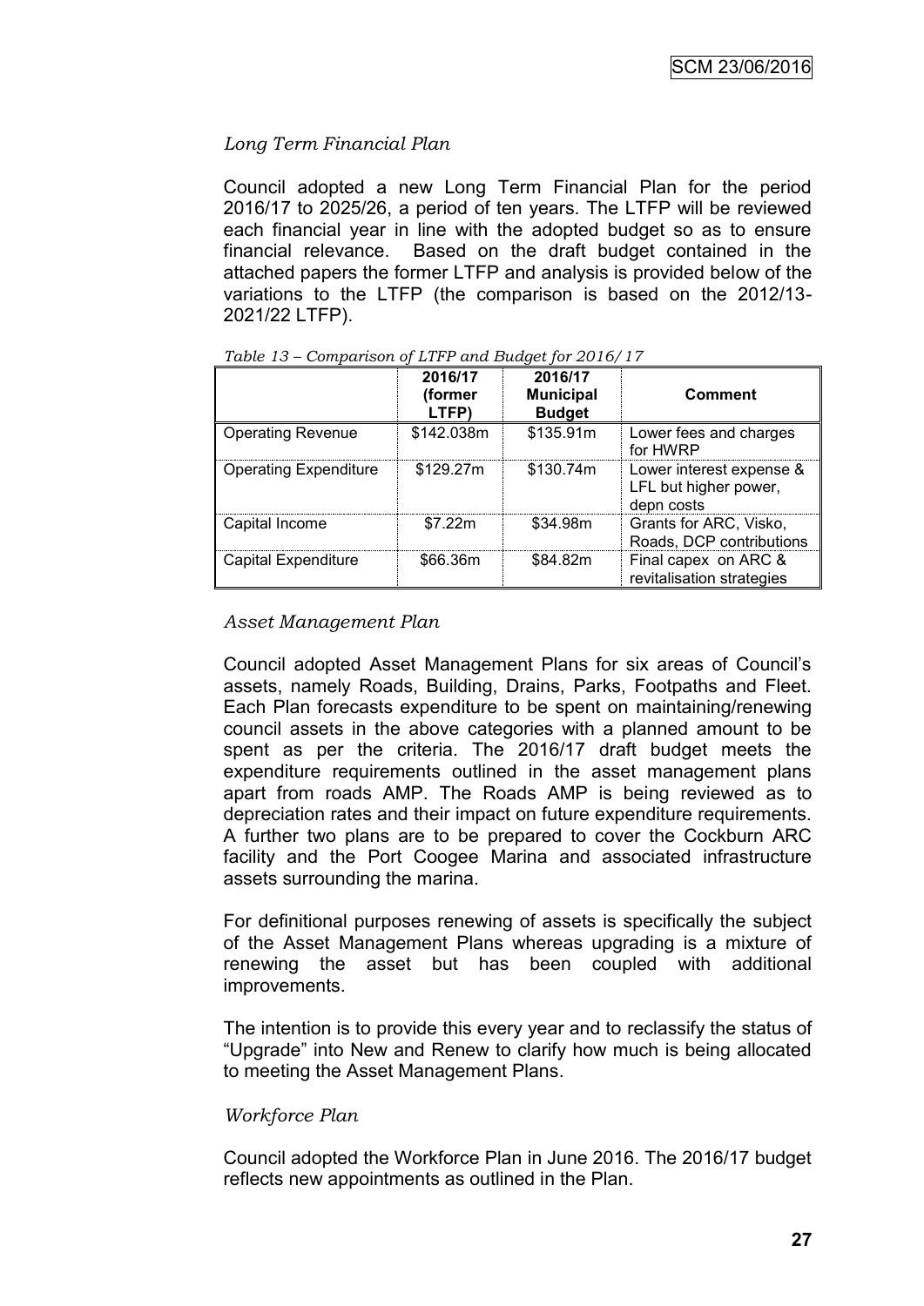*Long Term Financial Plan*

Council adopted a new Long Term Financial Plan for the period 2016/17 to 2025/26, a period of ten years. The LTFP will be reviewed each financial year in line with the adopted budget so as to ensure financial relevance. Based on the draft budget contained in the attached papers the former LTFP and analysis is provided below of the variations to the LTFP (the comparison is based on the 2012/13-2021/22 LTFP).

*Table 13 – Comparison of LTFP and Budget for 2016/17*

| | 2016/17 (former LTFP) | 2016/17 Municipal Budget | Comment |
|---|---|---|---|
| Operating Revenue | \$142.038m | \$135.91m | Lower fees and charges for HWRP |
| Operating Expenditure | \$129.27m | \$130.74m | Lower interest expense & LFL but higher power, depn costs |
| Capital Income | \$7.22m | \$34.98m | Grants for ARC, Visko, Roads, DCP contributions |
| Capital Expenditure | \$66.36m | \$84.82m | Final capex on ARC & revitalisation strategies |

*Asset Management Plan*

Council adopted Asset Management Plans for six areas of Council's assets, namely Roads, Building, Drains, Parks, Footpaths and Fleet. Each Plan forecasts expenditure to be spent on maintaining/renewing council assets in the above categories with a planned amount to be spent as per the criteria. The 2016/17 draft budget meets the expenditure requirements outlined in the asset management plans apart from roads AMP. The Roads AMP is being reviewed as to depreciation rates and their impact on future expenditure requirements. A further two plans are to be prepared to cover the Cockburn ARC facility and the Port Coogee Marina and associated infrastructure assets surrounding the marina.

For definitional purposes renewing of assets is specifically the subject of the Asset Management Plans whereas upgrading is a mixture of renewing the asset but has been coupled with additional improvements.

The intention is to provide this every year and to reclassify the status of "Upgrade" into New and Renew to clarify how much is being allocated to meeting the Asset Management Plans.

*Workforce Plan*

Council adopted the Workforce Plan in June 2016. The 2016/17 budget reflects new appointments as outlined in the Plan.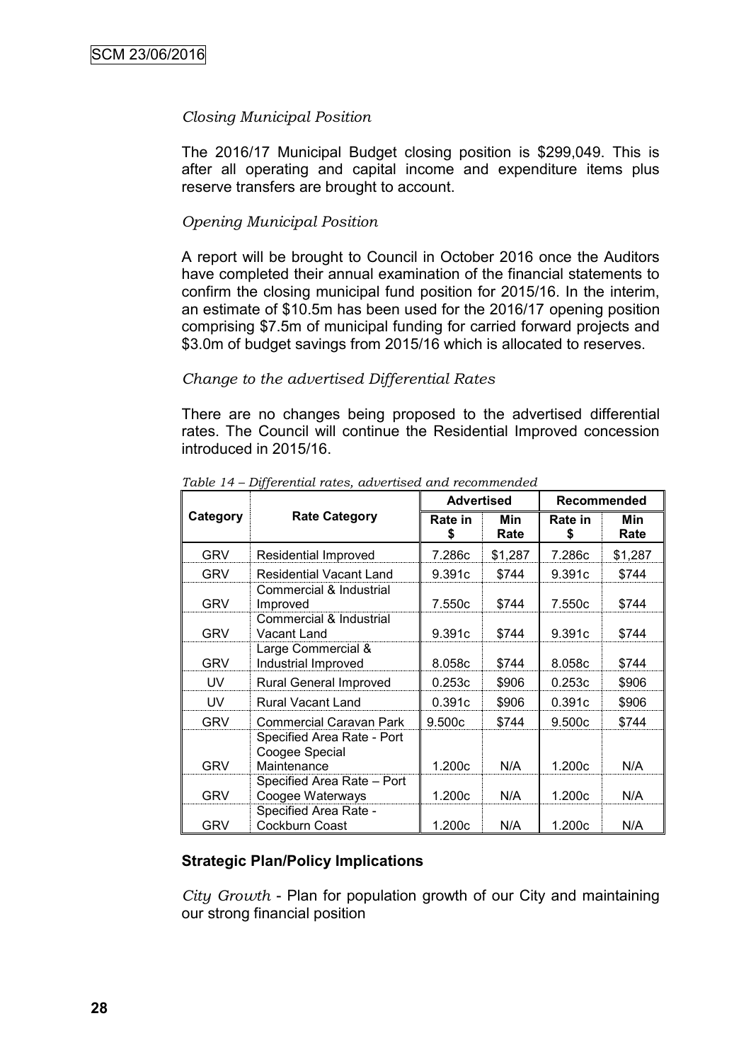*Closing Municipal Position*

The 2016/17 Municipal Budget closing position is $299,049. This is after all operating and capital income and expenditure items plus reserve transfers are brought to account.

*Opening Municipal Position*

A report will be brought to Council in October 2016 once the Auditors have completed their annual examination of the financial statements to confirm the closing municipal fund position for 2015/16. In the interim, an estimate of $10.5m has been used for the 2016/17 opening position comprising $7.5m of municipal funding for carried forward projects and $3.0m of budget savings from 2015/16 which is allocated to reserves.

*Change to the advertised Differential Rates*

There are no changes being proposed to the advertised differential rates. The Council will continue the Residential Improved concession introduced in 2015/16.

*Table 14 – Differential rates, advertised and recommended*

| Category | Rate Category | Advertised | | Recommended | |
|---|---|---|---|---|---|
| | | Rate in $ | Min Rate | Rate in $ | Min Rate |
| GRV | Residential Improved | 7.286c | $1,287 | 7.286c | $1,287 |
| GRV | Residential Vacant Land | 9.391c | $744 | 9.391c | $744 |
| GRV | Commercial & Industrial Improved | 7.550c | $744 | 7.550c | $744 |
| GRV | Commercial & Industrial Vacant Land | 9.391c | $744 | 9.391c | $744 |
| GRV | Large Commercial & Industrial Improved | 8.058c | $744 | 8.058c | $744 |
| UV | Rural General Improved | 0.253c | $906 | 0.253c | $906 |
| UV | Rural Vacant Land | 0.391c | $906 | 0.391c | $906 |
| GRV | Commercial Caravan Park | 9.500c | $744 | 9.500c | $744 |
| GRV | Specified Area Rate - Port Coogee Special Maintenance | 1.200c | N/A | 1.200c | N/A |
| GRV | Specified Area Rate – Port Coogee Waterways | 1.200c | N/A | 1.200c | N/A |
| GRV | Specified Area Rate - Cockburn Coast | 1.200c | N/A | 1.200c | N/A |

**Strategic Plan/Policy Implications**

*City Growth* - Plan for population growth of our City and maintaining our strong financial position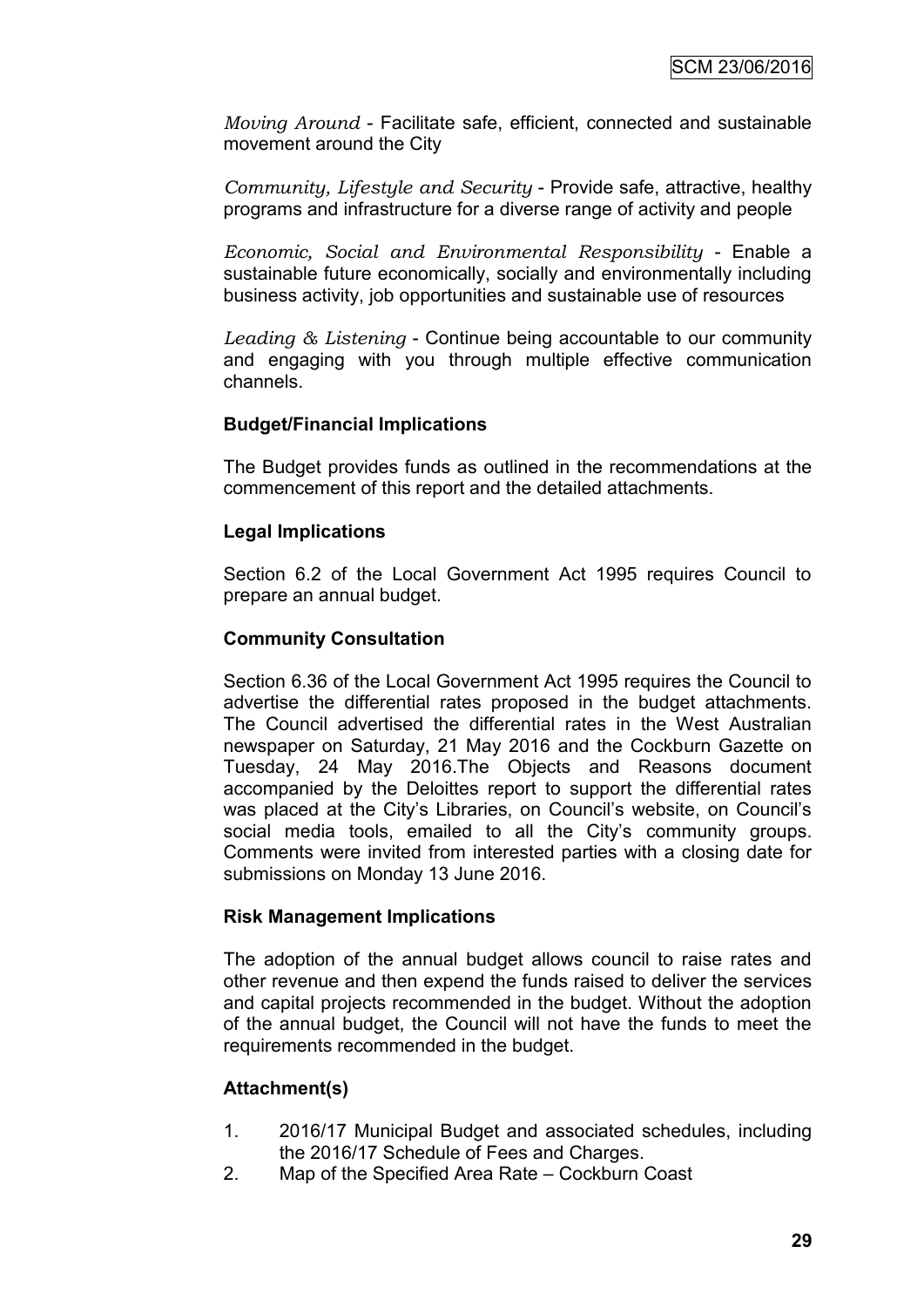*Moving Around* - Facilitate safe, efficient, connected and sustainable movement around the City

*Community, Lifestyle and Security* - Provide safe, attractive, healthy programs and infrastructure for a diverse range of activity and people

*Economic, Social and Environmental Responsibility* - Enable a sustainable future economically, socially and environmentally including business activity, job opportunities and sustainable use of resources

*Leading & Listening* - Continue being accountable to our community and engaging with you through multiple effective communication channels.

**Budget/Financial Implications**

The Budget provides funds as outlined in the recommendations at the commencement of this report and the detailed attachments.

**Legal Implications**

Section 6.2 of the Local Government Act 1995 requires Council to prepare an annual budget.

**Community Consultation**

Section 6.36 of the Local Government Act 1995 requires the Council to advertise the differential rates proposed in the budget attachments. The Council advertised the differential rates in the West Australian newspaper on Saturday, 21 May 2016 and the Cockburn Gazette on Tuesday, 24 May 2016.The Objects and Reasons document accompanied by the Deloittes report to support the differential rates was placed at the City's Libraries, on Council's website, on Council's social media tools, emailed to all the City's community groups. Comments were invited from interested parties with a closing date for submissions on Monday 13 June 2016.

**Risk Management Implications**

The adoption of the annual budget allows council to raise rates and other revenue and then expend the funds raised to deliver the services and capital projects recommended in the budget. Without the adoption of the annual budget, the Council will not have the funds to meet the requirements recommended in the budget.

**Attachment(s)**

1. 2016/17 Municipal Budget and associated schedules, including the 2016/17 Schedule of Fees and Charges.
2. Map of the Specified Area Rate – Cockburn Coast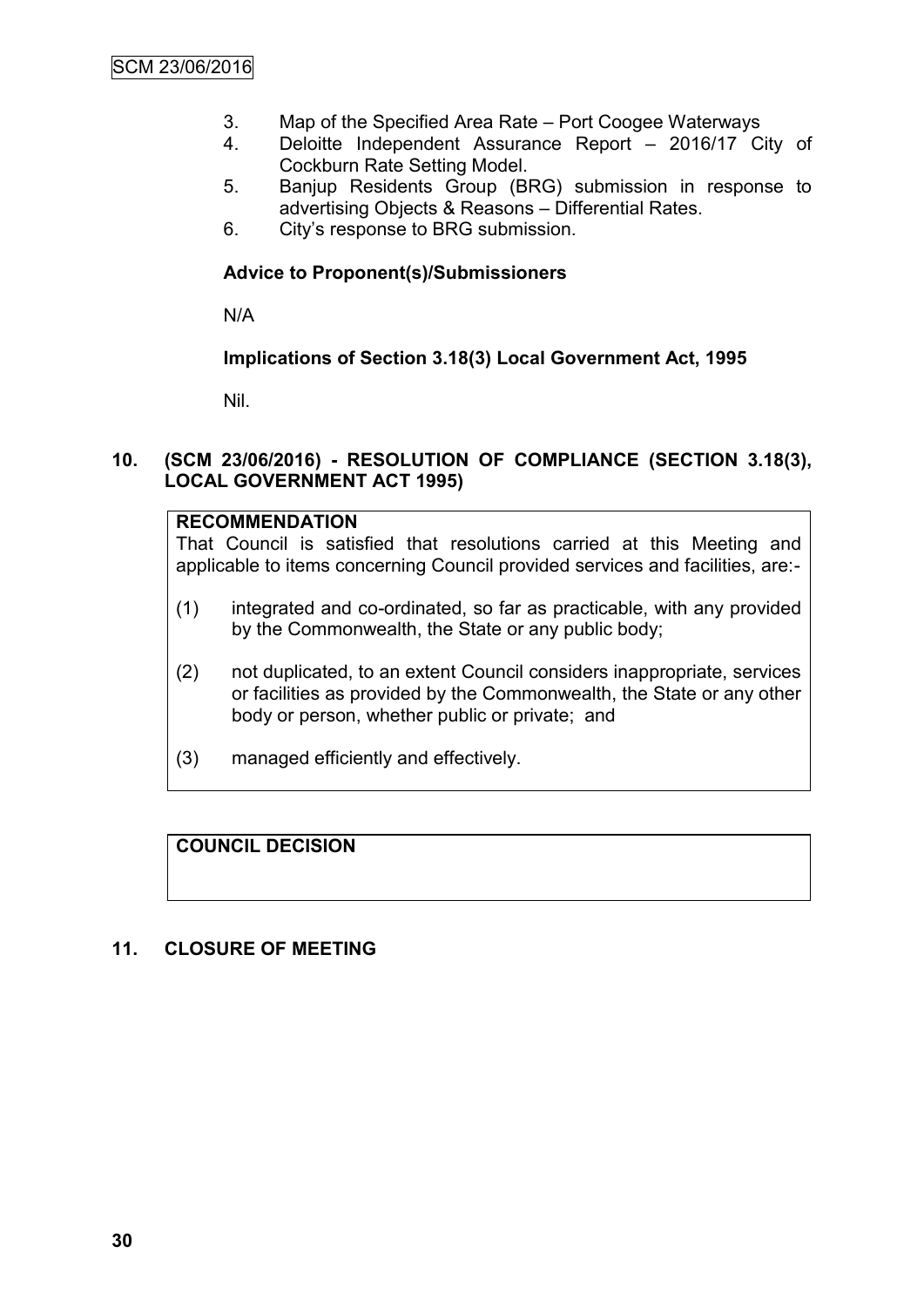3. Map of the Specified Area Rate – Port Coogee Waterways
4. Deloitte Independent Assurance Report – 2016/17 City of Cockburn Rate Setting Model.
5. Banjup Residents Group (BRG) submission in response to advertising Objects & Reasons – Differential Rates.
6. City's response to BRG submission.

**Advice to Proponent(s)/Submissioners**

N/A

**Implications of Section 3.18(3) Local Government Act, 1995**

Nil.

## 10. (SCM 23/06/2016) - RESOLUTION OF COMPLIANCE (SECTION 3.18(3), LOCAL GOVERNMENT ACT 1995)

**RECOMMENDATION**

That Council is satisfied that resolutions carried at this Meeting and applicable to items concerning Council provided services and facilities, are:-

(1) integrated and co-ordinated, so far as practicable, with any provided by the Commonwealth, the State or any public body;

(2) not duplicated, to an extent Council considers inappropriate, services or facilities as provided by the Commonwealth, the State or any other body or person, whether public or private; and

(3) managed efficiently and effectively.

**COUNCIL DECISION**

## 11. CLOSURE OF MEETING